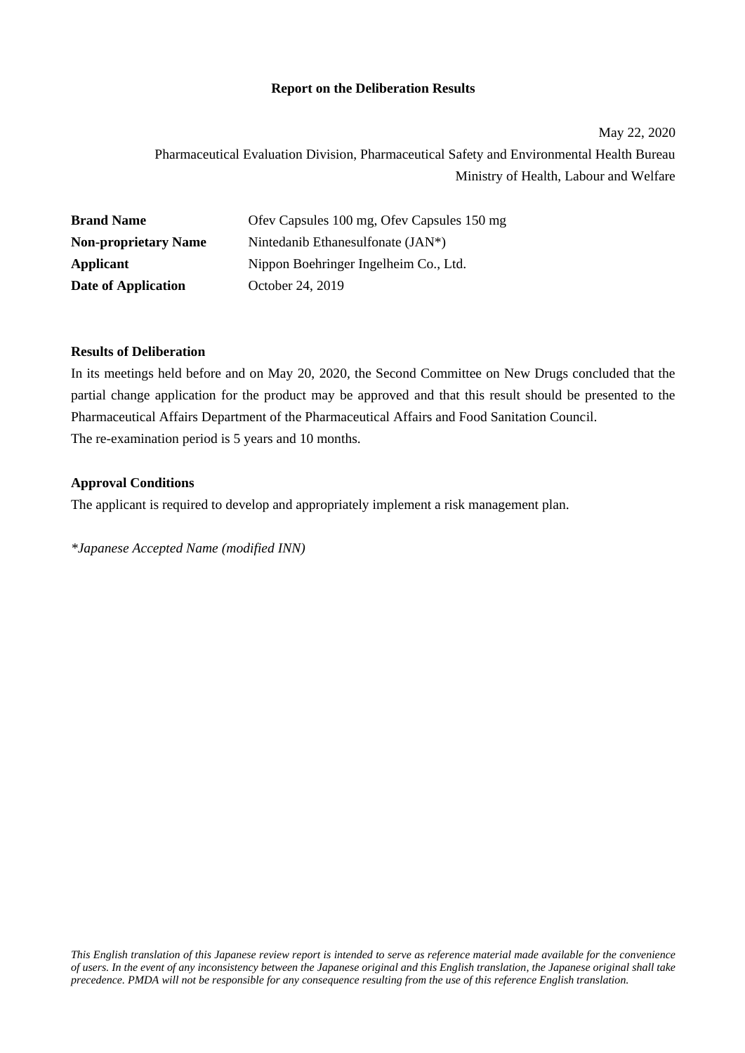# Report on the Deliberation Results

May 22, 2020

Pharmaceutical Evaluation Division, Pharmaceutical Safety and Environmental Health Bureau

Ministry of Health, Labour and Welfare

| | |
|---|---|
| **Brand Name** | Ofev Capsules 100 mg, Ofev Capsules 150 mg |
| **Non-proprietary Name** | Nintedanib Ethanesulfonate (JAN*) |
| **Applicant** | Nippon Boehringer Ingelheim Co., Ltd. |
| **Date of Application** | October 24, 2019 |

**Results of Deliberation**

In its meetings held before and on May 20, 2020, the Second Committee on New Drugs concluded that the partial change application for the product may be approved and that this result should be presented to the Pharmaceutical Affairs Department of the Pharmaceutical Affairs and Food Sanitation Council.

The re-examination period is 5 years and 10 months.

**Approval Conditions**

The applicant is required to develop and appropriately implement a risk management plan.

**Japanese Accepted Name (modified INN)*

*This English translation of this Japanese review report is intended to serve as reference material made available for the convenience of users. In the event of any inconsistency between the Japanese original and this English translation, the Japanese original shall take precedence. PMDA will not be responsible for any consequence resulting from the use of this reference English translation.*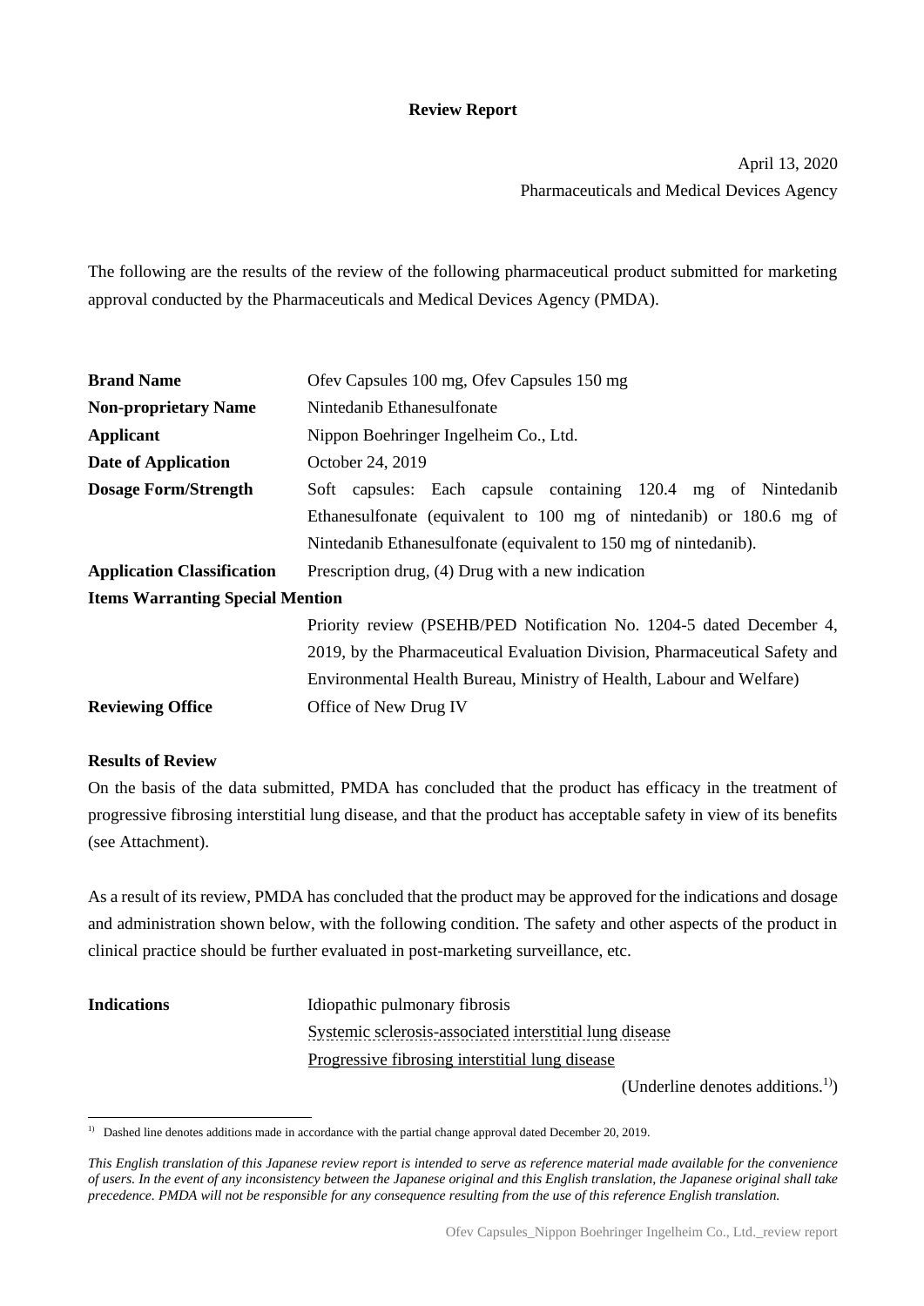**Review Report**

April 13, 2020

Pharmaceuticals and Medical Devices Agency

The following are the results of the review of the following pharmaceutical product submitted for marketing approval conducted by the Pharmaceuticals and Medical Devices Agency (PMDA).

| | |
|---|---|
| **Brand Name** | Ofev Capsules 100 mg, Ofev Capsules 150 mg |
| **Non-proprietary Name** | Nintedanib Ethanesulfonate |
| **Applicant** | Nippon Boehringer Ingelheim Co., Ltd. |
| **Date of Application** | October 24, 2019 |
| **Dosage Form/Strength** | Soft capsules: Each capsule containing 120.4 mg of Nintedanib Ethanesulfonate (equivalent to 100 mg of nintedanib) or 180.6 mg of Nintedanib Ethanesulfonate (equivalent to 150 mg of nintedanib). |
| **Application Classification** | Prescription drug, (4) Drug with a new indication |
| **Items Warranting Special Mention** | Priority review (PSEHB/PED Notification No. 1204-5 dated December 4, 2019, by the Pharmaceutical Evaluation Division, Pharmaceutical Safety and Environmental Health Bureau, Ministry of Health, Labour and Welfare) |
| **Reviewing Office** | Office of New Drug IV |

**Results of Review**

On the basis of the data submitted, PMDA has concluded that the product has efficacy in the treatment of progressive fibrosing interstitial lung disease, and that the product has acceptable safety in view of its benefits (see Attachment).

As a result of its review, PMDA has concluded that the product may be approved for the indications and dosage and administration shown below, with the following condition. The safety and other aspects of the product in clinical practice should be further evaluated in post-marketing surveillance, etc.

**Indications**

Idiopathic pulmonary fibrosis

Systemic sclerosis-associated interstitial lung disease

Progressive fibrosing interstitial lung disease

(Underline denotes additions.[1])

[1] Dashed line denotes additions made in accordance with the partial change approval dated December 20, 2019.

*This English translation of this Japanese review report is intended to serve as reference material made available for the convenience of users. In the event of any inconsistency between the Japanese original and this English translation, the Japanese original shall take precedence. PMDA will not be responsible for any consequence resulting from the use of this reference English translation.*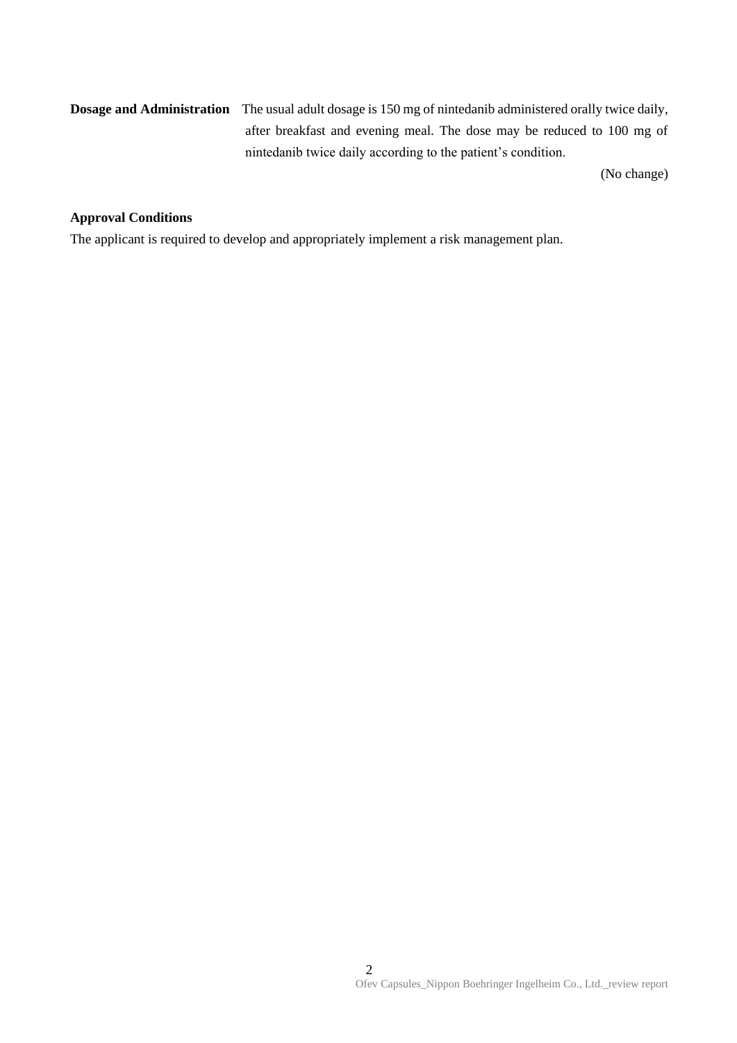**Dosage and Administration** The usual adult dosage is 150 mg of nintedanib administered orally twice daily, after breakfast and evening meal. The dose may be reduced to 100 mg of nintedanib twice daily according to the patient's condition.

(No change)

**Approval Conditions**

The applicant is required to develop and appropriately implement a risk management plan.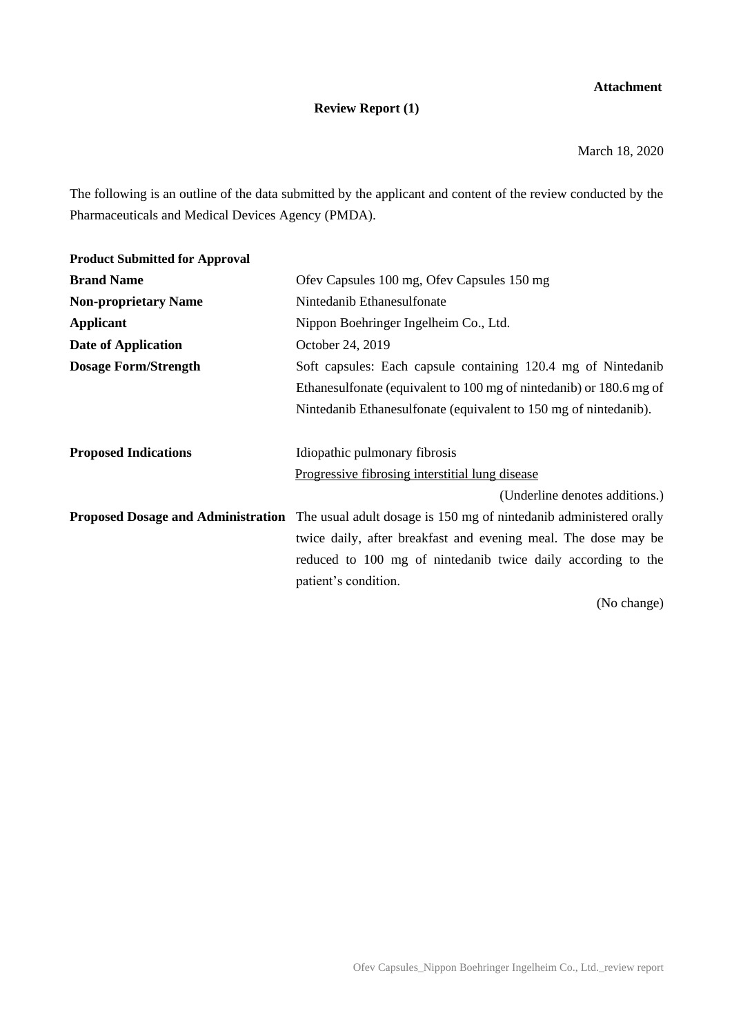**Attachment**

**Review Report (1)**

March 18, 2020

The following is an outline of the data submitted by the applicant and content of the review conducted by the Pharmaceuticals and Medical Devices Agency (PMDA).

| | |
|---|---|
| **Product Submitted for Approval** | |
| **Brand Name** | Ofev Capsules 100 mg, Ofev Capsules 150 mg |
| **Non-proprietary Name** | Nintedanib Ethanesulfonate |
| **Applicant** | Nippon Boehringer Ingelheim Co., Ltd. |
| **Date of Application** | October 24, 2019 |
| **Dosage Form/Strength** | Soft capsules: Each capsule containing 120.4 mg of Nintedanib Ethanesulfonate (equivalent to 100 mg of nintedanib) or 180.6 mg of Nintedanib Ethanesulfonate (equivalent to 150 mg of nintedanib). |
| **Proposed Indications** | Idiopathic pulmonary fibrosis<br>Progressive fibrosing interstitial lung disease<br>(Underline denotes additions.) |
| **Proposed Dosage and Administration** | The usual adult dosage is 150 mg of nintedanib administered orally twice daily, after breakfast and evening meal. The dose may be reduced to 100 mg of nintedanib twice daily according to the patient's condition.<br>(No change) |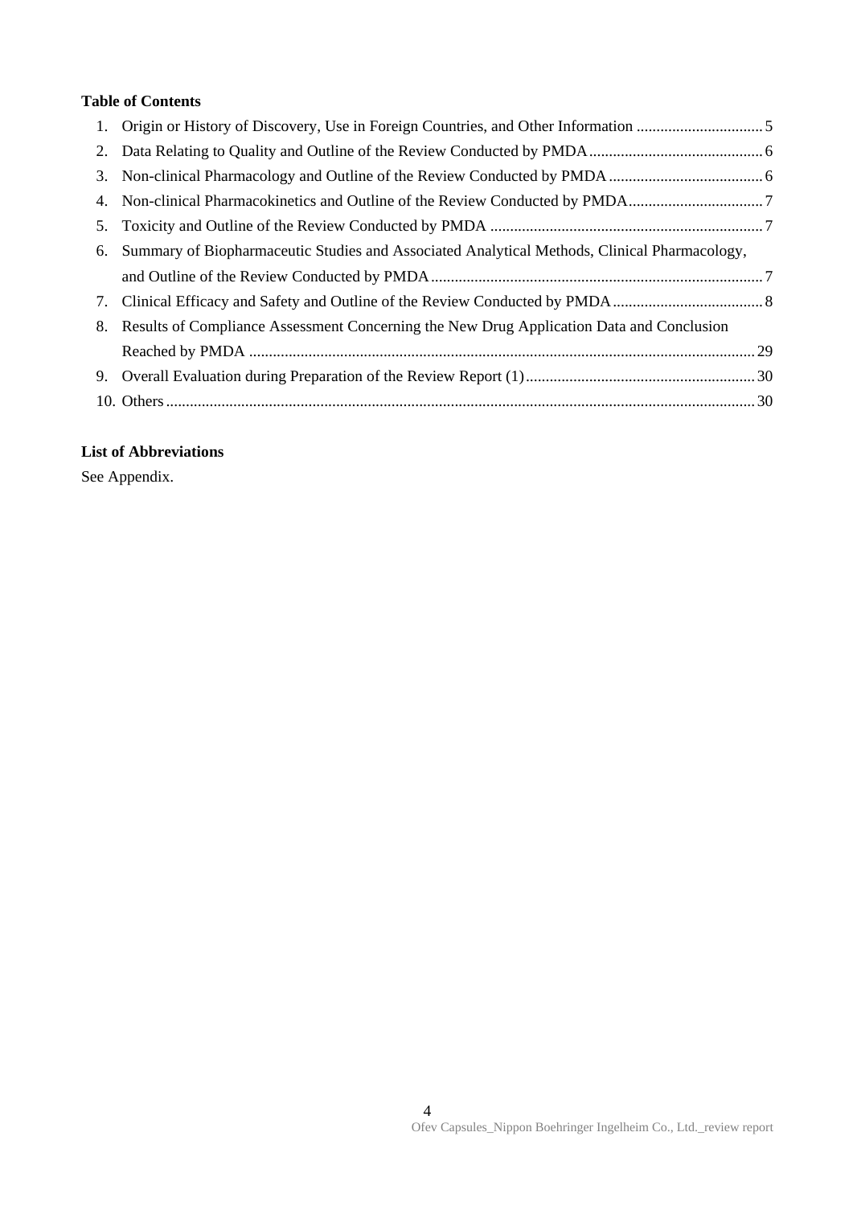**Table of Contents**

1. Origin or History of Discovery, Use in Foreign Countries, and Other Information ................................ 5
2. Data Relating to Quality and Outline of the Review Conducted by PMDA ............................................ 6
3. Non-clinical Pharmacology and Outline of the Review Conducted by PMDA ....................................... 6
4. Non-clinical Pharmacokinetics and Outline of the Review Conducted by PMDA .................................. 7
5. Toxicity and Outline of the Review Conducted by PMDA ..................................................................... 7
6. Summary of Biopharmaceutic Studies and Associated Analytical Methods, Clinical Pharmacology, and Outline of the Review Conducted by PMDA .................................................................................... 7
7. Clinical Efficacy and Safety and Outline of the Review Conducted by PMDA ...................................... 8
8. Results of Compliance Assessment Concerning the New Drug Application Data and Conclusion Reached by PMDA ............................................................................................................................... 29
9. Overall Evaluation during Preparation of the Review Report (1) .......................................................... 30
10. Others ................................................................................................................................................... 30

**List of Abbreviations**

See Appendix.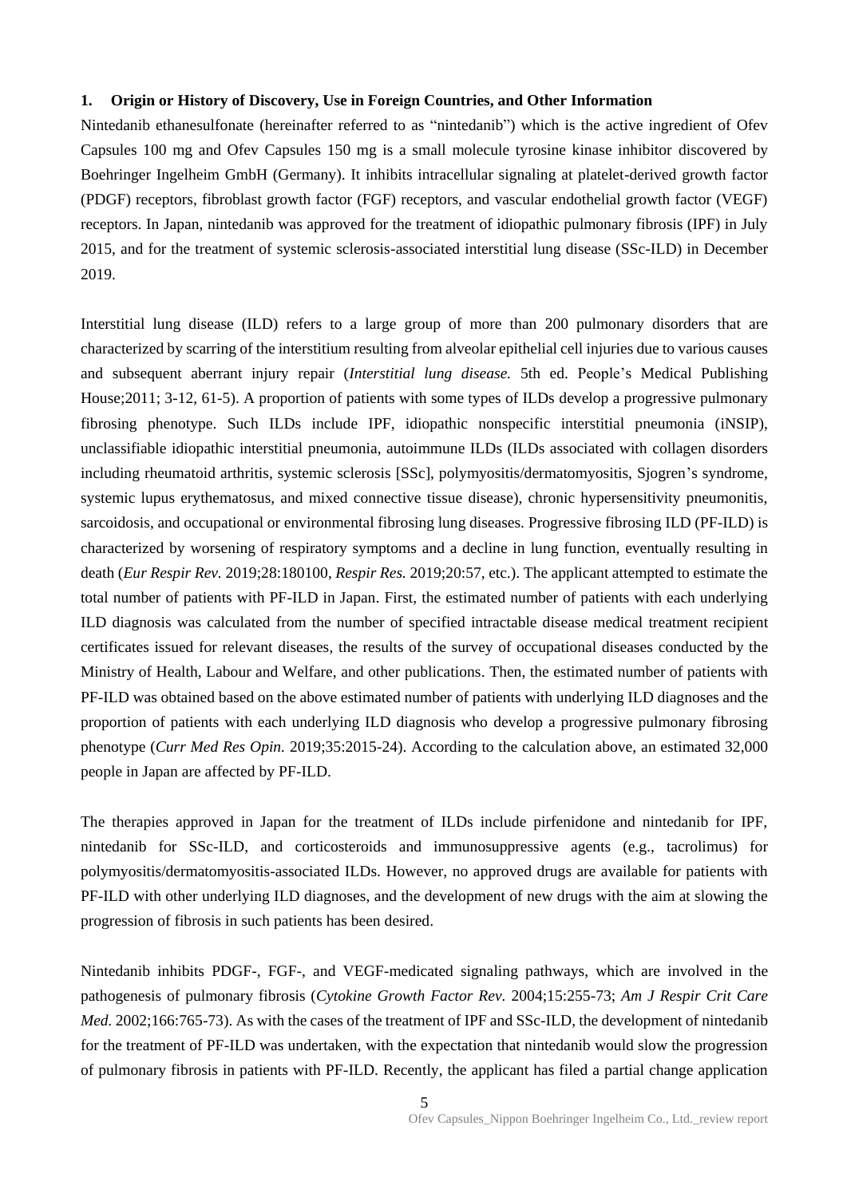### 1. Origin or History of Discovery, Use in Foreign Countries, and Other Information

Nintedanib ethanesulfonate (hereinafter referred to as "nintedanib") which is the active ingredient of Ofev Capsules 100 mg and Ofev Capsules 150 mg is a small molecule tyrosine kinase inhibitor discovered by Boehringer Ingelheim GmbH (Germany). It inhibits intracellular signaling at platelet-derived growth factor (PDGF) receptors, fibroblast growth factor (FGF) receptors, and vascular endothelial growth factor (VEGF) receptors. In Japan, nintedanib was approved for the treatment of idiopathic pulmonary fibrosis (IPF) in July 2015, and for the treatment of systemic sclerosis-associated interstitial lung disease (SSc-ILD) in December 2019.

Interstitial lung disease (ILD) refers to a large group of more than 200 pulmonary disorders that are characterized by scarring of the interstitium resulting from alveolar epithelial cell injuries due to various causes and subsequent aberrant injury repair (*Interstitial lung disease.* 5th ed. People's Medical Publishing House;2011; 3-12, 61-5). A proportion of patients with some types of ILDs develop a progressive pulmonary fibrosing phenotype. Such ILDs include IPF, idiopathic nonspecific interstitial pneumonia (iNSIP), unclassifiable idiopathic interstitial pneumonia, autoimmune ILDs (ILDs associated with collagen disorders including rheumatoid arthritis, systemic sclerosis [SSc], polymyositis/dermatomyositis, Sjogren's syndrome, systemic lupus erythematosus, and mixed connective tissue disease), chronic hypersensitivity pneumonitis, sarcoidosis, and occupational or environmental fibrosing lung diseases. Progressive fibrosing ILD (PF-ILD) is characterized by worsening of respiratory symptoms and a decline in lung function, eventually resulting in death (*Eur Respir Rev.* 2019;28:180100, *Respir Res.* 2019;20:57, etc.). The applicant attempted to estimate the total number of patients with PF-ILD in Japan. First, the estimated number of patients with each underlying ILD diagnosis was calculated from the number of specified intractable disease medical treatment recipient certificates issued for relevant diseases, the results of the survey of occupational diseases conducted by the Ministry of Health, Labour and Welfare, and other publications. Then, the estimated number of patients with PF-ILD was obtained based on the above estimated number of patients with underlying ILD diagnoses and the proportion of patients with each underlying ILD diagnosis who develop a progressive pulmonary fibrosing phenotype (*Curr Med Res Opin.* 2019;35:2015-24). According to the calculation above, an estimated 32,000 people in Japan are affected by PF-ILD.

The therapies approved in Japan for the treatment of ILDs include pirfenidone and nintedanib for IPF, nintedanib for SSc-ILD, and corticosteroids and immunosuppressive agents (e.g., tacrolimus) for polymyositis/dermatomyositis-associated ILDs. However, no approved drugs are available for patients with PF-ILD with other underlying ILD diagnoses, and the development of new drugs with the aim at slowing the progression of fibrosis in such patients has been desired.

Nintedanib inhibits PDGF-, FGF-, and VEGF-medicated signaling pathways, which are involved in the pathogenesis of pulmonary fibrosis (*Cytokine Growth Factor Rev.* 2004;15:255-73; *Am J Respir Crit Care Med.* 2002;166:765-73). As with the cases of the treatment of IPF and SSc-ILD, the development of nintedanib for the treatment of PF-ILD was undertaken, with the expectation that nintedanib would slow the progression of pulmonary fibrosis in patients with PF-ILD. Recently, the applicant has filed a partial change application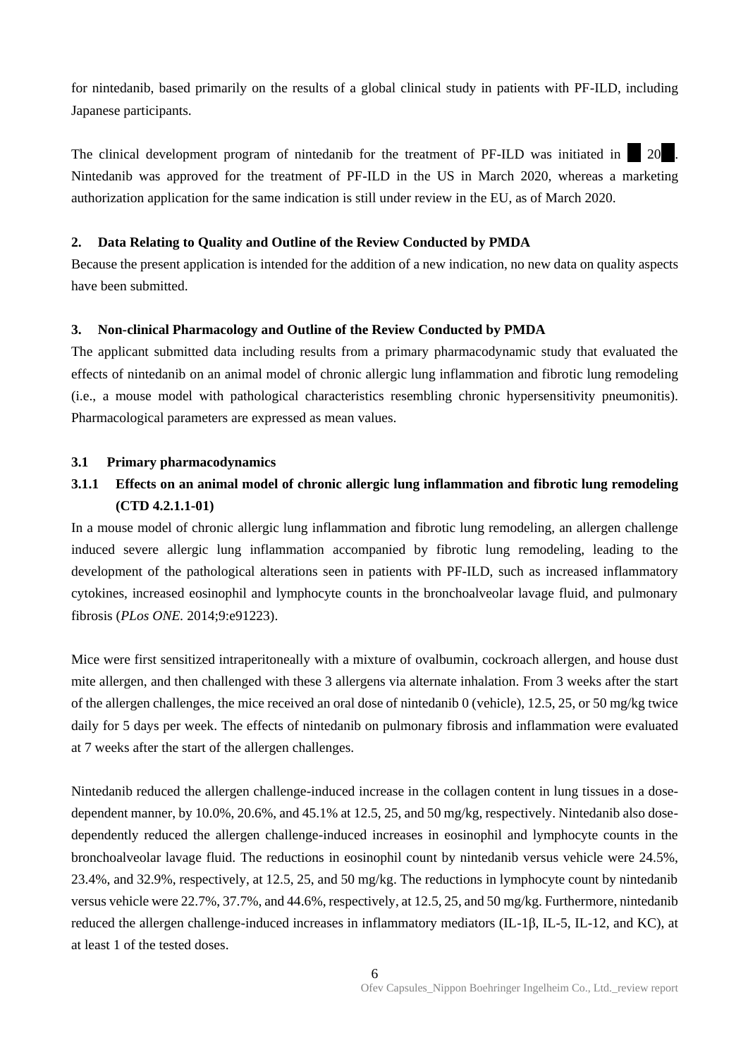for nintedanib, based primarily on the results of a global clinical study in patients with PF-ILD, including Japanese participants.

The clinical development program of nintedanib for the treatment of PF-ILD was initiated in ██ 20██. Nintedanib was approved for the treatment of PF-ILD in the US in March 2020, whereas a marketing authorization application for the same indication is still under review in the EU, as of March 2020.

## 2. Data Relating to Quality and Outline of the Review Conducted by PMDA

Because the present application is intended for the addition of a new indication, no new data on quality aspects have been submitted.

## 3. Non-clinical Pharmacology and Outline of the Review Conducted by PMDA

The applicant submitted data including results from a primary pharmacodynamic study that evaluated the effects of nintedanib on an animal model of chronic allergic lung inflammation and fibrotic lung remodeling (i.e., a mouse model with pathological characteristics resembling chronic hypersensitivity pneumonitis). Pharmacological parameters are expressed as mean values.

### 3.1 Primary pharmacodynamics

#### 3.1.1 Effects on an animal model of chronic allergic lung inflammation and fibrotic lung remodeling (CTD 4.2.1.1-01)

In a mouse model of chronic allergic lung inflammation and fibrotic lung remodeling, an allergen challenge induced severe allergic lung inflammation accompanied by fibrotic lung remodeling, leading to the development of the pathological alterations seen in patients with PF-ILD, such as increased inflammatory cytokines, increased eosinophil and lymphocyte counts in the bronchoalveolar lavage fluid, and pulmonary fibrosis (*PLos ONE.* 2014;9:e91223).

Mice were first sensitized intraperitoneally with a mixture of ovalbumin, cockroach allergen, and house dust mite allergen, and then challenged with these 3 allergens via alternate inhalation. From 3 weeks after the start of the allergen challenges, the mice received an oral dose of nintedanib 0 (vehicle), 12.5, 25, or 50 mg/kg twice daily for 5 days per week. The effects of nintedanib on pulmonary fibrosis and inflammation were evaluated at 7 weeks after the start of the allergen challenges.

Nintedanib reduced the allergen challenge-induced increase in the collagen content in lung tissues in a dose-dependent manner, by 10.0%, 20.6%, and 45.1% at 12.5, 25, and 50 mg/kg, respectively. Nintedanib also dose-dependently reduced the allergen challenge-induced increases in eosinophil and lymphocyte counts in the bronchoalveolar lavage fluid. The reductions in eosinophil count by nintedanib versus vehicle were 24.5%, 23.4%, and 32.9%, respectively, at 12.5, 25, and 50 mg/kg. The reductions in lymphocyte count by nintedanib versus vehicle were 22.7%, 37.7%, and 44.6%, respectively, at 12.5, 25, and 50 mg/kg. Furthermore, nintedanib reduced the allergen challenge-induced increases in inflammatory mediators (IL-1β, IL-5, IL-12, and KC), at at least 1 of the tested doses.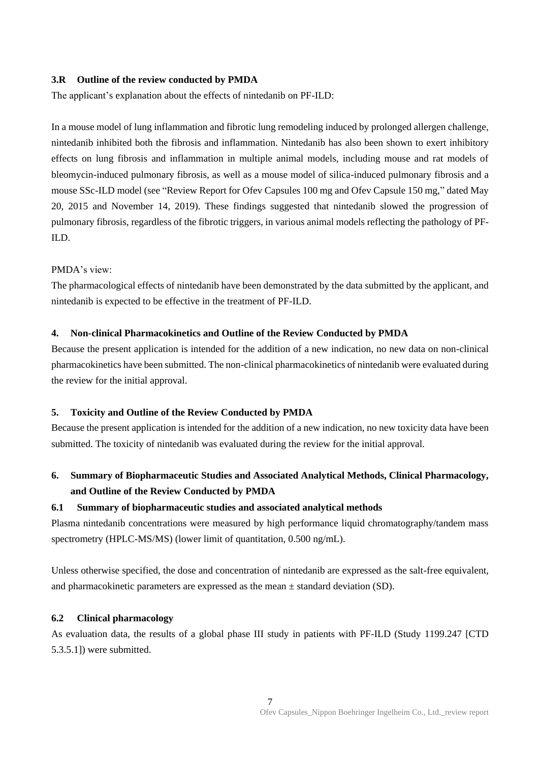### 3.R Outline of the review conducted by PMDA

The applicant's explanation about the effects of nintedanib on PF-ILD:

In a mouse model of lung inflammation and fibrotic lung remodeling induced by prolonged allergen challenge, nintedanib inhibited both the fibrosis and inflammation. Nintedanib has also been shown to exert inhibitory effects on lung fibrosis and inflammation in multiple animal models, including mouse and rat models of bleomycin-induced pulmonary fibrosis, as well as a mouse model of silica-induced pulmonary fibrosis and a mouse SSc-ILD model (see "Review Report for Ofev Capsules 100 mg and Ofev Capsule 150 mg," dated May 20, 2015 and November 14, 2019). These findings suggested that nintedanib slowed the progression of pulmonary fibrosis, regardless of the fibrotic triggers, in various animal models reflecting the pathology of PF-ILD.

PMDA's view:

The pharmacological effects of nintedanib have been demonstrated by the data submitted by the applicant, and nintedanib is expected to be effective in the treatment of PF-ILD.

## 4. Non-clinical Pharmacokinetics and Outline of the Review Conducted by PMDA

Because the present application is intended for the addition of a new indication, no new data on non-clinical pharmacokinetics have been submitted. The non-clinical pharmacokinetics of nintedanib were evaluated during the review for the initial approval.

## 5. Toxicity and Outline of the Review Conducted by PMDA

Because the present application is intended for the addition of a new indication, no new toxicity data have been submitted. The toxicity of nintedanib was evaluated during the review for the initial approval.

## 6. Summary of Biopharmaceutic Studies and Associated Analytical Methods, Clinical Pharmacology, and Outline of the Review Conducted by PMDA

### 6.1 Summary of biopharmaceutic studies and associated analytical methods

Plasma nintedanib concentrations were measured by high performance liquid chromatography/tandem mass spectrometry (HPLC-MS/MS) (lower limit of quantitation, 0.500 ng/mL).

Unless otherwise specified, the dose and concentration of nintedanib are expressed as the salt-free equivalent, and pharmacokinetic parameters are expressed as the mean ± standard deviation (SD).

### 6.2 Clinical pharmacology

As evaluation data, the results of a global phase III study in patients with PF-ILD (Study 1199.247 [CTD 5.3.5.1]) were submitted.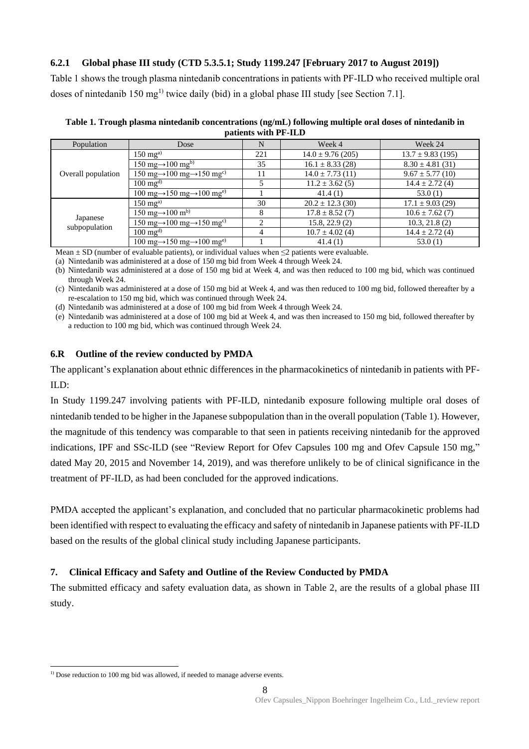### 6.2.1 Global phase III study (CTD 5.3.5.1; Study 1199.247 [February 2017 to August 2019])

Table 1 shows the trough plasma nintedanib concentrations in patients with PF-ILD who received multiple oral doses of nintedanib 150 mg[1] twice daily (bid) in a global phase III study [see Section 7.1].

**Table 1. Trough plasma nintedanib concentrations (ng/mL) following multiple oral doses of nintedanib in patients with PF-ILD**

| Population | Dose | N | Week 4 | Week 24 |
|---|---|---|---|---|
| Overall population | 150 mg[a)] | 221 | 14.0 ± 9.76 (205) | 13.7 ± 9.83 (195) |
| | 150 mg→100 mg[b)] | 35 | 16.1 ± 8.33 (28) | 8.30 ± 4.81 (31) |
| | 150 mg→100 mg→150 mg[c)] | 11 | 14.0 ± 7.73 (11) | 9.67 ± 5.77 (10) |
| | 100 mg[d)] | 5 | 11.2 ± 3.62 (5) | 14.4 ± 2.72 (4) |
| | 100 mg→150 mg→100 mg[e)] | 1 | 41.4 (1) | 53.0 (1) |
| Japanese subpopulation | 150 mg[a)] | 30 | 20.2 ± 12.3 (30) | 17.1 ± 9.03 (29) |
| | 150 mg→100 m[b)] | 8 | 17.8 ± 8.52 (7) | 10.6 ± 7.62 (7) |
| | 150 mg→100 mg→150 mg[c)] | 2 | 15.8, 22.9 (2) | 10.3, 21.8 (2) |
| | 100 mg[d)] | 4 | 10.7 ± 4.02 (4) | 14.4 ± 2.72 (4) |
| | 100 mg→150 mg→100 mg[e)] | 1 | 41.4 (1) | 53.0 (1) |

Mean ± SD (number of evaluable patients), or individual values when ≤2 patients were evaluable.

(a) Nintedanib was administered at a dose of 150 mg bid from Week 4 through Week 24.

(b) Nintedanib was administered at a dose of 150 mg bid at Week 4, and was then reduced to 100 mg bid, which was continued through Week 24.

(c) Nintedanib was administered at a dose of 150 mg bid at Week 4, and was then reduced to 100 mg bid, followed thereafter by a re-escalation to 150 mg bid, which was continued through Week 24.

(d) Nintedanib was administered at a dose of 100 mg bid from Week 4 through Week 24.

(e) Nintedanib was administered at a dose of 100 mg bid at Week 4, and was then increased to 150 mg bid, followed thereafter by a reduction to 100 mg bid, which was continued through Week 24.

### 6.R Outline of the review conducted by PMDA

The applicant's explanation about ethnic differences in the pharmacokinetics of nintedanib in patients with PF-ILD:

In Study 1199.247 involving patients with PF-ILD, nintedanib exposure following multiple oral doses of nintedanib tended to be higher in the Japanese subpopulation than in the overall population (Table 1). However, the magnitude of this tendency was comparable to that seen in patients receiving nintedanib for the approved indications, IPF and SSc-ILD (see "Review Report for Ofev Capsules 100 mg and Ofev Capsule 150 mg," dated May 20, 2015 and November 14, 2019), and was therefore unlikely to be of clinical significance in the treatment of PF-ILD, as had been concluded for the approved indications.

PMDA accepted the applicant's explanation, and concluded that no particular pharmacokinetic problems had been identified with respect to evaluating the efficacy and safety of nintedanib in Japanese patients with PF-ILD based on the results of the global clinical study including Japanese participants.

## 7. Clinical Efficacy and Safety and Outline of the Review Conducted by PMDA

The submitted efficacy and safety evaluation data, as shown in Table 2, are the results of a global phase III study.

[1] Dose reduction to 100 mg bid was allowed, if needed to manage adverse events.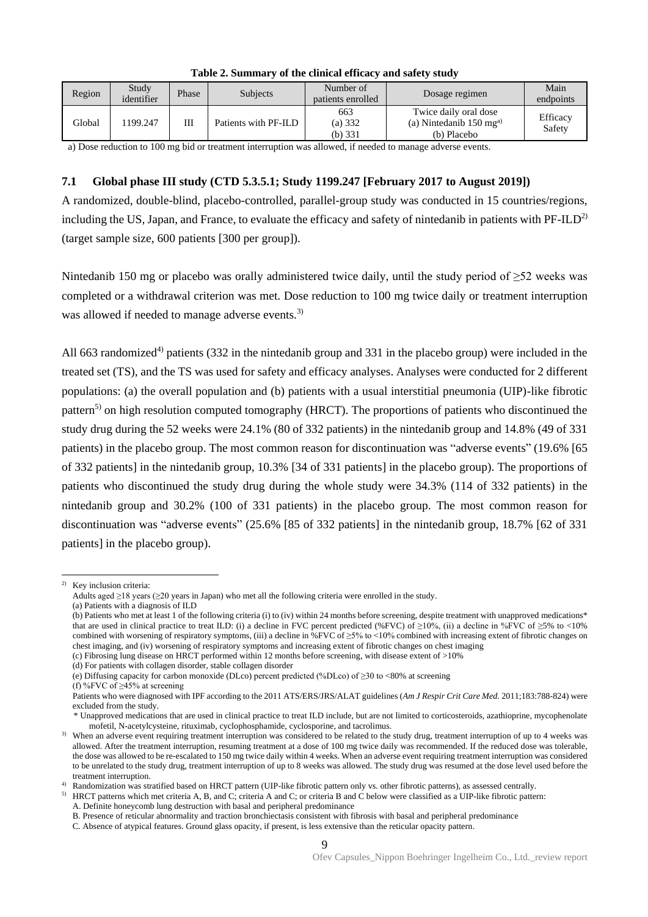**Table 2. Summary of the clinical efficacy and safety study**

| Region | Study identifier | Phase | Subjects | Number of patients enrolled | Dosage regimen | Main endpoints |
|---|---|---|---|---|---|---|
| Global | 1199.247 | III | Patients with PF-ILD | 663<br>(a) 332<br>(b) 331 | Twice daily oral dose<br>(a) Nintedanib 150 mg[a)]<br>(b) Placebo | Efficacy<br>Safety |

a) Dose reduction to 100 mg bid or treatment interruption was allowed, if needed to manage adverse events.

### 7.1 Global phase III study (CTD 5.3.5.1; Study 1199.247 [February 2017 to August 2019])

A randomized, double-blind, placebo-controlled, parallel-group study was conducted in 15 countries/regions, including the US, Japan, and France, to evaluate the efficacy and safety of nintedanib in patients with PF-ILD[2)] (target sample size, 600 patients [300 per group]).

Nintedanib 150 mg or placebo was orally administered twice daily, until the study period of ≥52 weeks was completed or a withdrawal criterion was met. Dose reduction to 100 mg twice daily or treatment interruption was allowed if needed to manage adverse events.[3)]

All 663 randomized[4)] patients (332 in the nintedanib group and 331 in the placebo group) were included in the treated set (TS), and the TS was used for safety and efficacy analyses. Analyses were conducted for 2 different populations: (a) the overall population and (b) patients with a usual interstitial pneumonia (UIP)-like fibrotic pattern[5)] on high resolution computed tomography (HRCT). The proportions of patients who discontinued the study drug during the 52 weeks were 24.1% (80 of 332 patients) in the nintedanib group and 14.8% (49 of 331 patients) in the placebo group. The most common reason for discontinuation was "adverse events" (19.6% [65 of 332 patients] in the nintedanib group, 10.3% [34 of 331 patients] in the placebo group). The proportions of patients who discontinued the study drug during the whole study were 34.3% (114 of 332 patients) in the nintedanib group and 30.2% (100 of 331 patients) in the placebo group. The most common reason for discontinuation was "adverse events" (25.6% [85 of 332 patients] in the nintedanib group, 18.7% [62 of 331 patients] in the placebo group).

---

2) Key inclusion criteria:
Adults aged ≥18 years (≥20 years in Japan) who met all the following criteria were enrolled in the study.
(a) Patients with a diagnosis of ILD
(b) Patients who met at least 1 of the following criteria (i) to (iv) within 24 months before screening, despite treatment with unapproved medications* that are used in clinical practice to treat ILD: (i) a decline in FVC percent predicted (%FVC) of ≥10%, (ii) a decline in %FVC of ≥5% to <10% combined with worsening of respiratory symptoms, (iii) a decline in %FVC of ≥5% to <10% combined with increasing extent of fibrotic changes on chest imaging, and (iv) worsening of respiratory symptoms and increasing extent of fibrotic changes on chest imaging
(c) Fibrosing lung disease on HRCT performed within 12 months before screening, with disease extent of >10%
(d) For patients with collagen disorder, stable collagen disorder
(e) Diffusing capacity for carbon monoxide (DLco) percent predicted (%DLco) of ≥30 to <80% at screening
(f) %FVC of ≥45% at screening
Patients who were diagnosed with IPF according to the 2011 ATS/ERS/JRS/ALAT guidelines (*Am J Respir Crit Care Med.* 2011;183:788-824) were excluded from the study.
\* Unapproved medications that are used in clinical practice to treat ILD include, but are not limited to corticosteroids, azathioprine, mycophenolate mofetil, N-acetylcysteine, rituximab, cyclophosphamide, cyclosporine, and tacrolimus.

3) When an adverse event requiring treatment interruption was considered to be related to the study drug, treatment interruption of up to 4 weeks was allowed. After the treatment interruption, resuming treatment at a dose of 100 mg twice daily was recommended. If the reduced dose was tolerable, the dose was allowed to be re-escalated to 150 mg twice daily within 4 weeks. When an adverse event requiring treatment interruption was considered to be unrelated to the study drug, treatment interruption of up to 8 weeks was allowed. The study drug was resumed at the dose level used before the treatment interruption.

4) Randomization was stratified based on HRCT pattern (UIP-like fibrotic pattern only vs. other fibrotic patterns), as assessed centrally.

5) HRCT patterns which met criteria A, B, and C; criteria A and C; or criteria B and C below were classified as a UIP-like fibrotic pattern:
A. Definite honeycomb lung destruction with basal and peripheral predominance
B. Presence of reticular abnormality and traction bronchiectasis consistent with fibrosis with basal and peripheral predominance
C. Absence of atypical features. Ground glass opacity, if present, is less extensive than the reticular opacity pattern.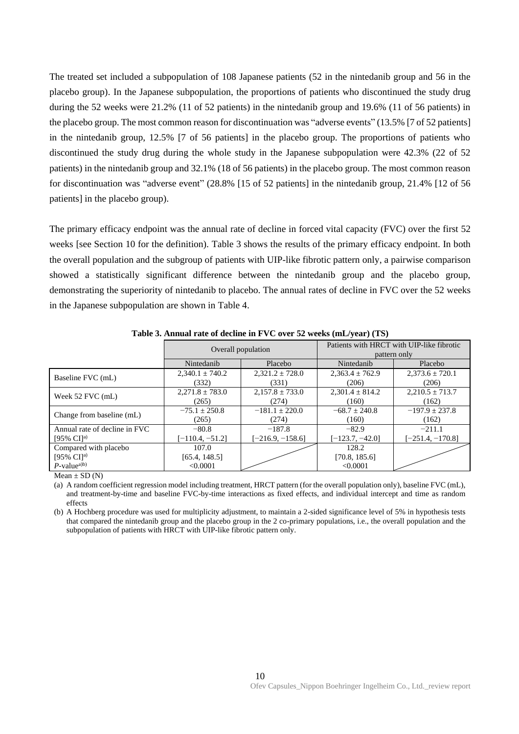The treated set included a subpopulation of 108 Japanese patients (52 in the nintedanib group and 56 in the placebo group). In the Japanese subpopulation, the proportions of patients who discontinued the study drug during the 52 weeks were 21.2% (11 of 52 patients) in the nintedanib group and 19.6% (11 of 56 patients) in the placebo group. The most common reason for discontinuation was "adverse events" (13.5% [7 of 52 patients] in the nintedanib group, 12.5% [7 of 56 patients] in the placebo group. The proportions of patients who discontinued the study drug during the whole study in the Japanese subpopulation were 42.3% (22 of 52 patients) in the nintedanib group and 32.1% (18 of 56 patients) in the placebo group. The most common reason for discontinuation was "adverse event" (28.8% [15 of 52 patients] in the nintedanib group, 21.4% [12 of 56 patients] in the placebo group).

The primary efficacy endpoint was the annual rate of decline in forced vital capacity (FVC) over the first 52 weeks [see Section 10 for the definition). Table 3 shows the results of the primary efficacy endpoint. In both the overall population and the subgroup of patients with UIP-like fibrotic pattern only, a pairwise comparison showed a statistically significant difference between the nintedanib group and the placebo group, demonstrating the superiority of nintedanib to placebo. The annual rates of decline in FVC over the 52 weeks in the Japanese subpopulation are shown in Table 4.

**Table 3. Annual rate of decline in FVC over 52 weeks (mL/year) (TS)**

| | Overall population | | Patients with HRCT with UIP-like fibrotic pattern only | |
|---|---|---|---|---|
| | Nintedanib | Placebo | Nintedanib | Placebo |
| Baseline FVC (mL) | 2,340.1 ± 740.2 (332) | 2,321.2 ± 728.0 (331) | 2,363.4 ± 762.9 (206) | 2,373.6 ± 720.1 (206) |
| Week 52 FVC (mL) | 2,271.8 ± 783.0 (265) | 2,157.8 ± 733.0 (274) | 2,301.4 ± 814.2 (160) | 2,210.5 ± 713.7 (162) |
| Change from baseline (mL) | −75.1 ± 250.8 (265) | −181.1 ± 220.0 (274) | −68.7 ± 240.8 (160) | −197.9 ± 237.8 (162) |
| Annual rate of decline in FVC [95% CI][a] | −80.8 [−110.4, −51.2] | −187.8 [−216.9, −158.6] | −82.9 [−123.7, −42.0] | −211.1 [−251.4, −170.8] |
| Compared with placebo [95% CI][a] *P*-value[a)b)] | 107.0 [65.4, 148.5] <0.0001 | | 128.2 [70.8, 185.6] <0.0001 | |

Mean ± SD (N)

(a) A random coefficient regression model including treatment, HRCT pattern (for the overall population only), baseline FVC (mL), and treatment-by-time and baseline FVC-by-time interactions as fixed effects, and individual intercept and time as random effects

(b) A Hochberg procedure was used for multiplicity adjustment, to maintain a 2-sided significance level of 5% in hypothesis tests that compared the nintedanib group and the placebo group in the 2 co-primary populations, i.e., the overall population and the subpopulation of patients with HRCT with UIP-like fibrotic pattern only.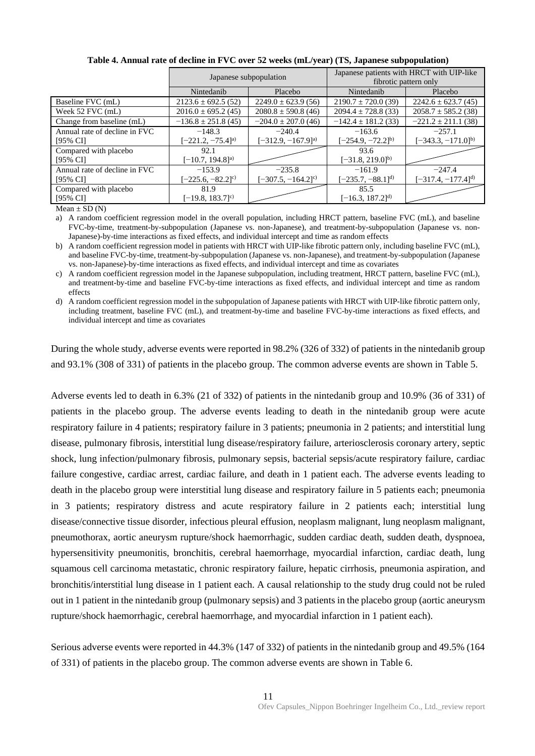**Table 4. Annual rate of decline in FVC over 52 weeks (mL/year) (TS, Japanese subpopulation)**

| | Japanese subpopulation | | Japanese patients with HRCT with UIP-like fibrotic pattern only | |
|---|---|---|---|---|
| | Nintedanib | Placebo | Nintedanib | Placebo |
| Baseline FVC (mL) | 2123.6 ± 692.5 (52) | 2249.0 ± 623.9 (56) | 2190.7 ± 720.0 (39) | 2242.6 ± 623.7 (45) |
| Week 52 FVC (mL) | 2016.0 ± 695.2 (45) | 2080.8 ± 590.8 (46) | 2094.4 ± 728.8 (33) | 2058.7 ± 585.2 (38) |
| Change from baseline (mL) | −136.8 ± 251.8 (45) | −204.0 ± 207.0 (46) | −142.4 ± 181.2 (33) | −221.2 ± 211.1 (38) |
| Annual rate of decline in FVC [95% CI] | −148.3 [−221.2, −75.4][a)] | −240.4 [−312.9, −167.9][a)] | −163.6 [−254.9, −72.2][b)] | −257.1 [−343.3, −171.0][b)] |
| Compared with placebo [95% CI] | 92.1 [−10.7, 194.8][a)] | | 93.6 [−31.8, 219.0][b)] | |
| Annual rate of decline in FVC [95% CI] | −153.9 [−225.6, −82.2][c)] | −235.8 [−307.5, −164.2][c)] | −161.9 [−235.7, −88.1][d)] | −247.4 [−317.4, −177.4][d)] |
| Compared with placebo [95% CI] | 81.9 [−19.8, 183.7][c)] | | 85.5 [−16.3, 187.2][d)] | |

Mean ± SD (N)

a) A random coefficient regression model in the overall population, including HRCT pattern, baseline FVC (mL), and baseline FVC-by-time, treatment-by-subpopulation (Japanese vs. non-Japanese), and treatment-by-subpopulation (Japanese vs. non-Japanese)-by-time interactions as fixed effects, and individual intercept and time as random effects

b) A random coefficient regression model in patients with HRCT with UIP-like fibrotic pattern only, including baseline FVC (mL), and baseline FVC-by-time, treatment-by-subpopulation (Japanese vs. non-Japanese), and treatment-by-subpopulation (Japanese vs. non-Japanese)-by-time interactions as fixed effects, and individual intercept and time as covariates

c) A random coefficient regression model in the Japanese subpopulation, including treatment, HRCT pattern, baseline FVC (mL), and treatment-by-time and baseline FVC-by-time interactions as fixed effects, and individual intercept and time as random effects

d) A random coefficient regression model in the subpopulation of Japanese patients with HRCT with UIP-like fibrotic pattern only, including treatment, baseline FVC (mL), and treatment-by-time and baseline FVC-by-time interactions as fixed effects, and individual intercept and time as covariates

During the whole study, adverse events were reported in 98.2% (326 of 332) of patients in the nintedanib group and 93.1% (308 of 331) of patients in the placebo group. The common adverse events are shown in Table 5.

Adverse events led to death in 6.3% (21 of 332) of patients in the nintedanib group and 10.9% (36 of 331) of patients in the placebo group. The adverse events leading to death in the nintedanib group were acute respiratory failure in 4 patients; respiratory failure in 3 patients; pneumonia in 2 patients; and interstitial lung disease, pulmonary fibrosis, interstitial lung disease/respiratory failure, arteriosclerosis coronary artery, septic shock, lung infection/pulmonary fibrosis, pulmonary sepsis, bacterial sepsis/acute respiratory failure, cardiac failure congestive, cardiac arrest, cardiac failure, and death in 1 patient each. The adverse events leading to death in the placebo group were interstitial lung disease and respiratory failure in 5 patients each; pneumonia in 3 patients; respiratory distress and acute respiratory failure in 2 patients each; interstitial lung disease/connective tissue disorder, infectious pleural effusion, neoplasm malignant, lung neoplasm malignant, pneumothorax, aortic aneurysm rupture/shock haemorrhagic, sudden cardiac death, sudden death, dyspnoea, hypersensitivity pneumonitis, bronchitis, cerebral haemorrhage, myocardial infarction, cardiac death, lung squamous cell carcinoma metastatic, chronic respiratory failure, hepatic cirrhosis, pneumonia aspiration, and bronchitis/interstitial lung disease in 1 patient each. A causal relationship to the study drug could not be ruled out in 1 patient in the nintedanib group (pulmonary sepsis) and 3 patients in the placebo group (aortic aneurysm rupture/shock haemorrhagic, cerebral haemorrhage, and myocardial infarction in 1 patient each).

Serious adverse events were reported in 44.3% (147 of 332) of patients in the nintedanib group and 49.5% (164 of 331) of patients in the placebo group. The common adverse events are shown in Table 6.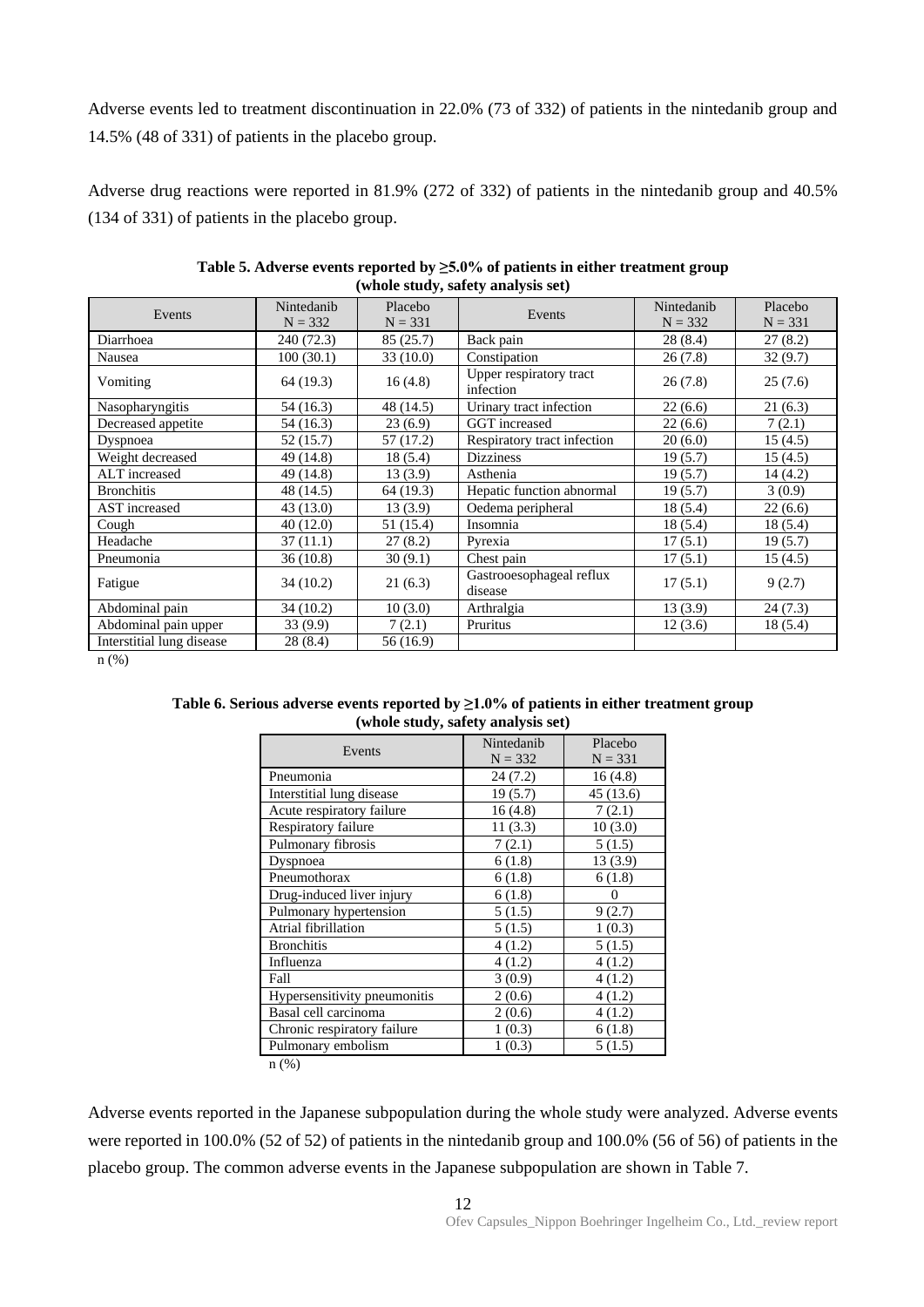Adverse events led to treatment discontinuation in 22.0% (73 of 332) of patients in the nintedanib group and 14.5% (48 of 331) of patients in the placebo group.

Adverse drug reactions were reported in 81.9% (272 of 332) of patients in the nintedanib group and 40.5% (134 of 331) of patients in the placebo group.

**Table 5. Adverse events reported by ≥5.0% of patients in either treatment group (whole study, safety analysis set)**

| Events | Nintedanib N = 332 | Placebo N = 331 | Events | Nintedanib N = 332 | Placebo N = 331 |
|---|---|---|---|---|---|
| Diarrhoea | 240 (72.3) | 85 (25.7) | Back pain | 28 (8.4) | 27 (8.2) |
| Nausea | 100 (30.1) | 33 (10.0) | Constipation | 26 (7.8) | 32 (9.7) |
| Vomiting | 64 (19.3) | 16 (4.8) | Upper respiratory tract infection | 26 (7.8) | 25 (7.6) |
| Nasopharyngitis | 54 (16.3) | 48 (14.5) | Urinary tract infection | 22 (6.6) | 21 (6.3) |
| Decreased appetite | 54 (16.3) | 23 (6.9) | GGT increased | 22 (6.6) | 7 (2.1) |
| Dyspnoea | 52 (15.7) | 57 (17.2) | Respiratory tract infection | 20 (6.0) | 15 (4.5) |
| Weight decreased | 49 (14.8) | 18 (5.4) | Dizziness | 19 (5.7) | 15 (4.5) |
| ALT increased | 49 (14.8) | 13 (3.9) | Asthenia | 19 (5.7) | 14 (4.2) |
| Bronchitis | 48 (14.5) | 64 (19.3) | Hepatic function abnormal | 19 (5.7) | 3 (0.9) |
| AST increased | 43 (13.0) | 13 (3.9) | Oedema peripheral | 18 (5.4) | 22 (6.6) |
| Cough | 40 (12.0) | 51 (15.4) | Insomnia | 18 (5.4) | 18 (5.4) |
| Headache | 37 (11.1) | 27 (8.2) | Pyrexia | 17 (5.1) | 19 (5.7) |
| Pneumonia | 36 (10.8) | 30 (9.1) | Chest pain | 17 (5.1) | 15 (4.5) |
| Fatigue | 34 (10.2) | 21 (6.3) | Gastrooesophageal reflux disease | 17 (5.1) | 9 (2.7) |
| Abdominal pain | 34 (10.2) | 10 (3.0) | Arthralgia | 13 (3.9) | 24 (7.3) |
| Abdominal pain upper | 33 (9.9) | 7 (2.1) | Pruritus | 12 (3.6) | 18 (5.4) |
| Interstitial lung disease | 28 (8.4) | 56 (16.9) | | | |

n (%)

**Table 6. Serious adverse events reported by ≥1.0% of patients in either treatment group (whole study, safety analysis set)**

| Events | Nintedanib N = 332 | Placebo N = 331 |
|---|---|---|
| Pneumonia | 24 (7.2) | 16 (4.8) |
| Interstitial lung disease | 19 (5.7) | 45 (13.6) |
| Acute respiratory failure | 16 (4.8) | 7 (2.1) |
| Respiratory failure | 11 (3.3) | 10 (3.0) |
| Pulmonary fibrosis | 7 (2.1) | 5 (1.5) |
| Dyspnoea | 6 (1.8) | 13 (3.9) |
| Pneumothorax | 6 (1.8) | 6 (1.8) |
| Drug-induced liver injury | 6 (1.8) | 0 |
| Pulmonary hypertension | 5 (1.5) | 9 (2.7) |
| Atrial fibrillation | 5 (1.5) | 1 (0.3) |
| Bronchitis | 4 (1.2) | 5 (1.5) |
| Influenza | 4 (1.2) | 4 (1.2) |
| Fall | 3 (0.9) | 4 (1.2) |
| Hypersensitivity pneumonitis | 2 (0.6) | 4 (1.2) |
| Basal cell carcinoma | 2 (0.6) | 4 (1.2) |
| Chronic respiratory failure | 1 (0.3) | 6 (1.8) |
| Pulmonary embolism | 1 (0.3) | 5 (1.5) |

n (%)

Adverse events reported in the Japanese subpopulation during the whole study were analyzed. Adverse events were reported in 100.0% (52 of 52) of patients in the nintedanib group and 100.0% (56 of 56) of patients in the placebo group. The common adverse events in the Japanese subpopulation are shown in Table 7.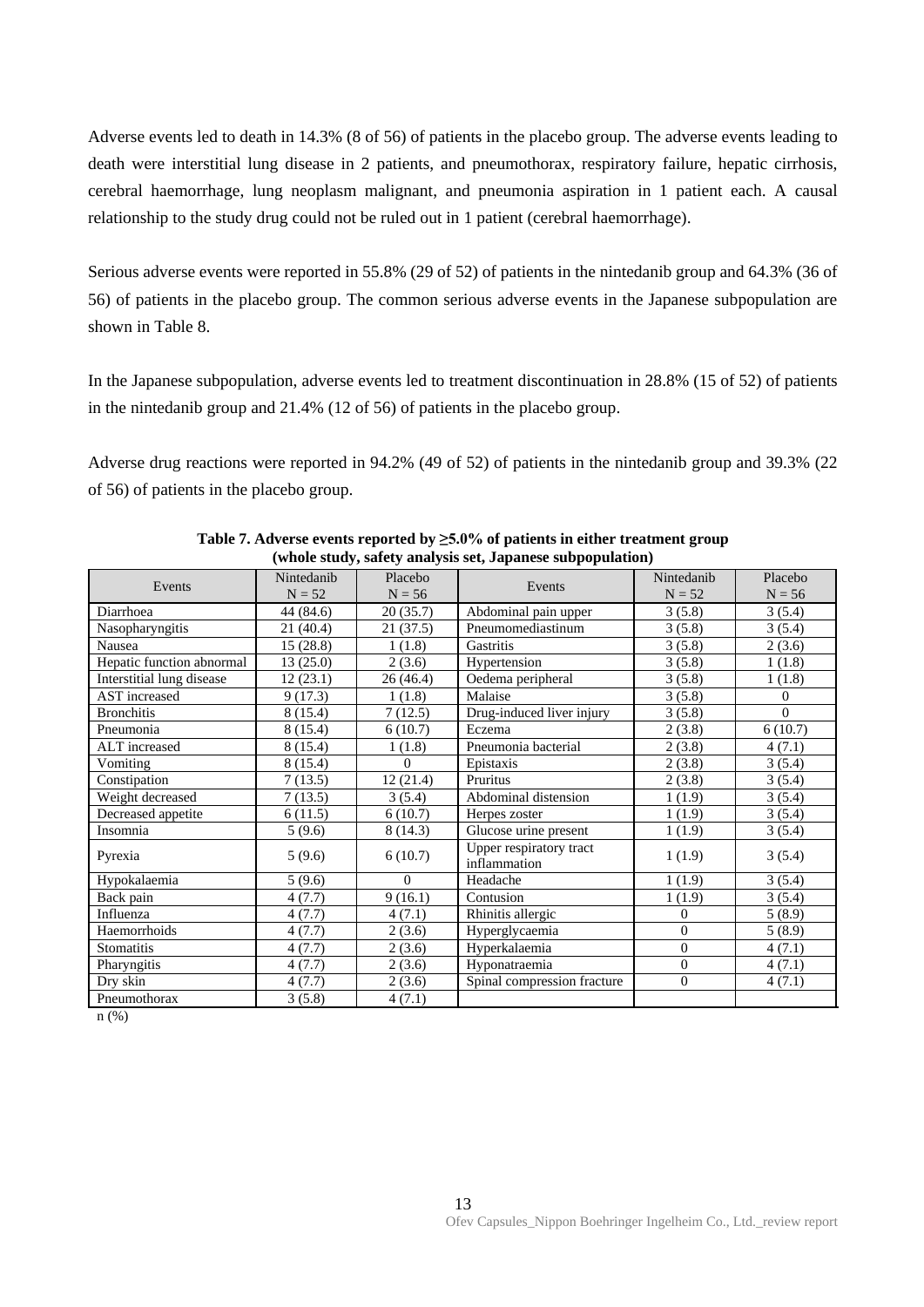Adverse events led to death in 14.3% (8 of 56) of patients in the placebo group. The adverse events leading to death were interstitial lung disease in 2 patients, and pneumothorax, respiratory failure, hepatic cirrhosis, cerebral haemorrhage, lung neoplasm malignant, and pneumonia aspiration in 1 patient each. A causal relationship to the study drug could not be ruled out in 1 patient (cerebral haemorrhage).

Serious adverse events were reported in 55.8% (29 of 52) of patients in the nintedanib group and 64.3% (36 of 56) of patients in the placebo group. The common serious adverse events in the Japanese subpopulation are shown in Table 8.

In the Japanese subpopulation, adverse events led to treatment discontinuation in 28.8% (15 of 52) of patients in the nintedanib group and 21.4% (12 of 56) of patients in the placebo group.

Adverse drug reactions were reported in 94.2% (49 of 52) of patients in the nintedanib group and 39.3% (22 of 56) of patients in the placebo group.

**Table 7. Adverse events reported by ≥5.0% of patients in either treatment group (whole study, safety analysis set, Japanese subpopulation)**

| Events | Nintedanib N = 52 | Placebo N = 56 | Events | Nintedanib N = 52 | Placebo N = 56 |
|---|---|---|---|---|---|
| Diarrhoea | 44 (84.6) | 20 (35.7) | Abdominal pain upper | 3 (5.8) | 3 (5.4) |
| Nasopharyngitis | 21 (40.4) | 21 (37.5) | Pneumomediastinum | 3 (5.8) | 3 (5.4) |
| Nausea | 15 (28.8) | 1 (1.8) | Gastritis | 3 (5.8) | 2 (3.6) |
| Hepatic function abnormal | 13 (25.0) | 2 (3.6) | Hypertension | 3 (5.8) | 1 (1.8) |
| Interstitial lung disease | 12 (23.1) | 26 (46.4) | Oedema peripheral | 3 (5.8) | 1 (1.8) |
| AST increased | 9 (17.3) | 1 (1.8) | Malaise | 3 (5.8) | 0 |
| Bronchitis | 8 (15.4) | 7 (12.5) | Drug-induced liver injury | 3 (5.8) | 0 |
| Pneumonia | 8 (15.4) | 6 (10.7) | Eczema | 2 (3.8) | 6 (10.7) |
| ALT increased | 8 (15.4) | 1 (1.8) | Pneumonia bacterial | 2 (3.8) | 4 (7.1) |
| Vomiting | 8 (15.4) | 0 | Epistaxis | 2 (3.8) | 3 (5.4) |
| Constipation | 7 (13.5) | 12 (21.4) | Pruritus | 2 (3.8) | 3 (5.4) |
| Weight decreased | 7 (13.5) | 3 (5.4) | Abdominal distension | 1 (1.9) | 3 (5.4) |
| Decreased appetite | 6 (11.5) | 6 (10.7) | Herpes zoster | 1 (1.9) | 3 (5.4) |
| Insomnia | 5 (9.6) | 8 (14.3) | Glucose urine present | 1 (1.9) | 3 (5.4) |
| Pyrexia | 5 (9.6) | 6 (10.7) | Upper respiratory tract inflammation | 1 (1.9) | 3 (5.4) |
| Hypokalaemia | 5 (9.6) | 0 | Headache | 1 (1.9) | 3 (5.4) |
| Back pain | 4 (7.7) | 9 (16.1) | Contusion | 1 (1.9) | 3 (5.4) |
| Influenza | 4 (7.7) | 4 (7.1) | Rhinitis allergic | 0 | 5 (8.9) |
| Haemorrhoids | 4 (7.7) | 2 (3.6) | Hyperglycaemia | 0 | 5 (8.9) |
| Stomatitis | 4 (7.7) | 2 (3.6) | Hyperkalaemia | 0 | 4 (7.1) |
| Pharyngitis | 4 (7.7) | 2 (3.6) | Hyponatraemia | 0 | 4 (7.1) |
| Dry skin | 4 (7.7) | 2 (3.6) | Spinal compression fracture | 0 | 4 (7.1) |
| Pneumothorax | 3 (5.8) | 4 (7.1) | | | |

n (%)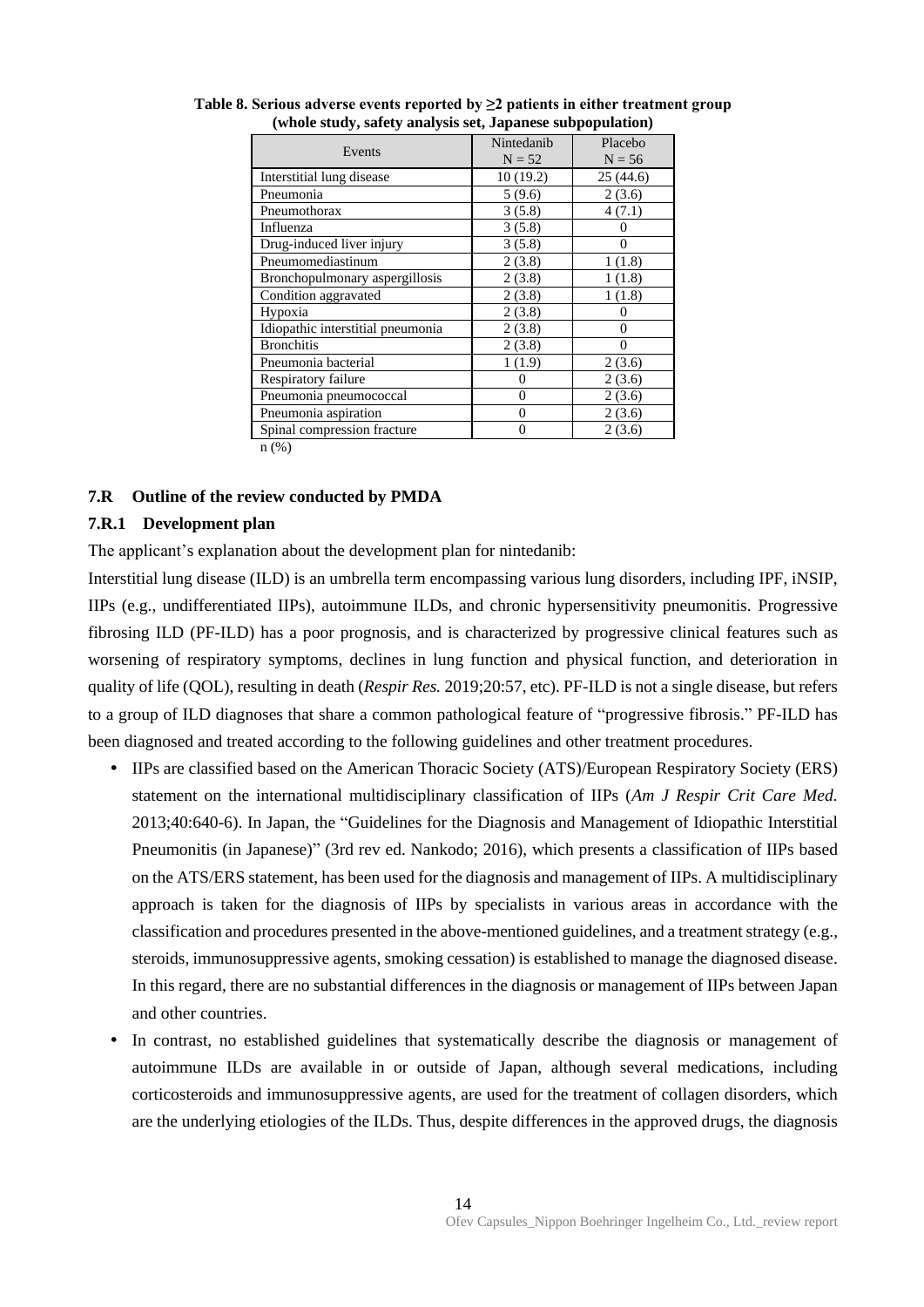**Table 8. Serious adverse events reported by ≥2 patients in either treatment group (whole study, safety analysis set, Japanese subpopulation)**

| Events | Nintedanib N = 52 | Placebo N = 56 |
|---|---|---|
| Interstitial lung disease | 10 (19.2) | 25 (44.6) |
| Pneumonia | 5 (9.6) | 2 (3.6) |
| Pneumothorax | 3 (5.8) | 4 (7.1) |
| Influenza | 3 (5.8) | 0 |
| Drug-induced liver injury | 3 (5.8) | 0 |
| Pneumomediastinum | 2 (3.8) | 1 (1.8) |
| Bronchopulmonary aspergillosis | 2 (3.8) | 1 (1.8) |
| Condition aggravated | 2 (3.8) | 1 (1.8) |
| Hypoxia | 2 (3.8) | 0 |
| Idiopathic interstitial pneumonia | 2 (3.8) | 0 |
| Bronchitis | 2 (3.8) | 0 |
| Pneumonia bacterial | 1 (1.9) | 2 (3.6) |
| Respiratory failure | 0 | 2 (3.6) |
| Pneumonia pneumococcal | 0 | 2 (3.6) |
| Pneumonia aspiration | 0 | 2 (3.6) |
| Spinal compression fracture | 0 | 2 (3.6) |

n (%)

### 7.R Outline of the review conducted by PMDA

#### 7.R.1 Development plan

The applicant's explanation about the development plan for nintedanib:

Interstitial lung disease (ILD) is an umbrella term encompassing various lung disorders, including IPF, iNSIP, IIPs (e.g., undifferentiated IIPs), autoimmune ILDs, and chronic hypersensitivity pneumonitis. Progressive fibrosing ILD (PF-ILD) has a poor prognosis, and is characterized by progressive clinical features such as worsening of respiratory symptoms, declines in lung function and physical function, and deterioration in quality of life (QOL), resulting in death (*Respir Res.* 2019;20:57, etc). PF-ILD is not a single disease, but refers to a group of ILD diagnoses that share a common pathological feature of "progressive fibrosis." PF-ILD has been diagnosed and treated according to the following guidelines and other treatment procedures.

- IIPs are classified based on the American Thoracic Society (ATS)/European Respiratory Society (ERS) statement on the international multidisciplinary classification of IIPs (*Am J Respir Crit Care Med.* 2013;40:640-6). In Japan, the "Guidelines for the Diagnosis and Management of Idiopathic Interstitial Pneumonitis (in Japanese)" (3rd rev ed. Nankodo; 2016), which presents a classification of IIPs based on the ATS/ERS statement, has been used for the diagnosis and management of IIPs. A multidisciplinary approach is taken for the diagnosis of IIPs by specialists in various areas in accordance with the classification and procedures presented in the above-mentioned guidelines, and a treatment strategy (e.g., steroids, immunosuppressive agents, smoking cessation) is established to manage the diagnosed disease. In this regard, there are no substantial differences in the diagnosis or management of IIPs between Japan and other countries.
- In contrast, no established guidelines that systematically describe the diagnosis or management of autoimmune ILDs are available in or outside of Japan, although several medications, including corticosteroids and immunosuppressive agents, are used for the treatment of collagen disorders, which are the underlying etiologies of the ILDs. Thus, despite differences in the approved drugs, the diagnosis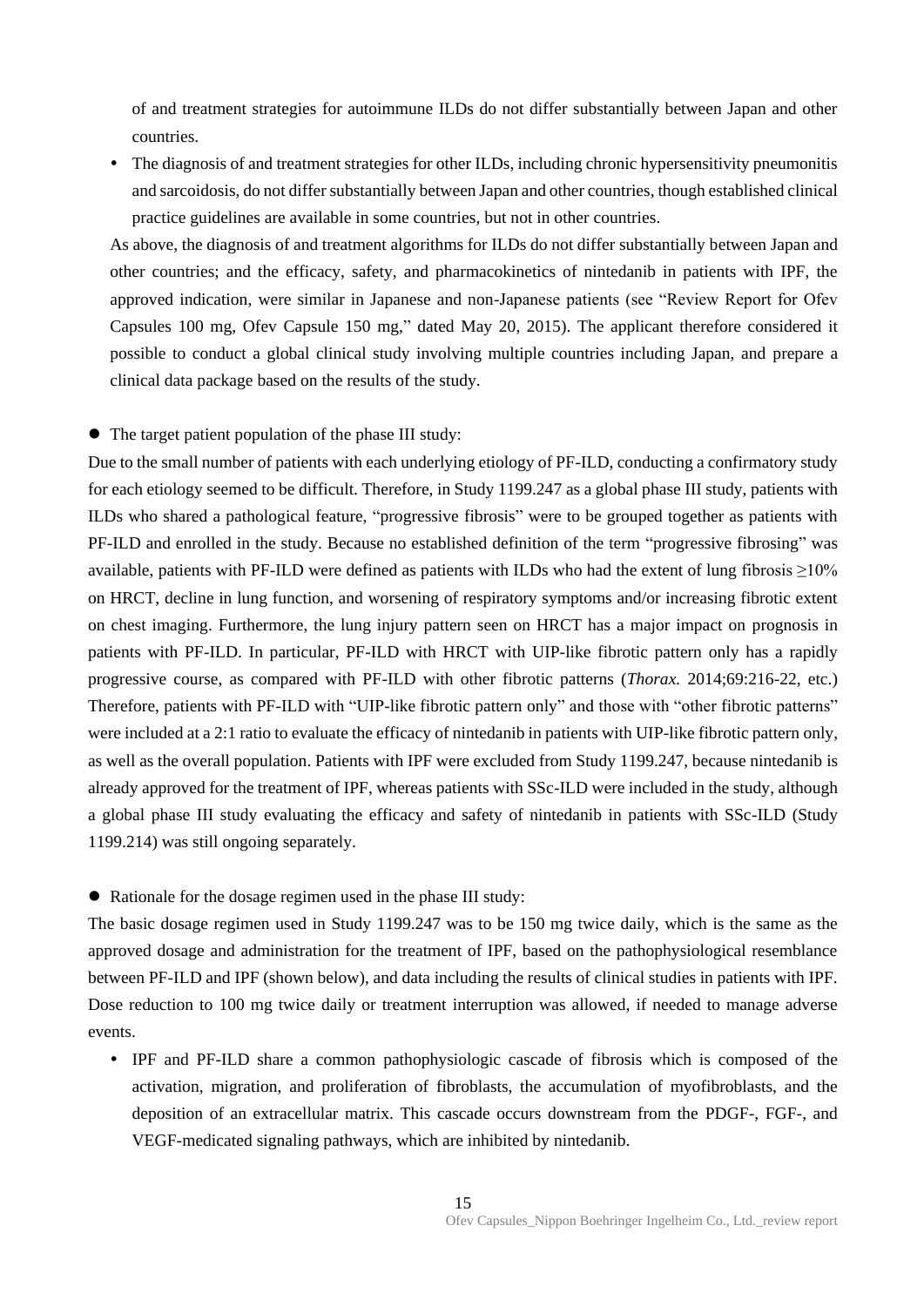of and treatment strategies for autoimmune ILDs do not differ substantially between Japan and other countries.

- The diagnosis of and treatment strategies for other ILDs, including chronic hypersensitivity pneumonitis and sarcoidosis, do not differ substantially between Japan and other countries, though established clinical practice guidelines are available in some countries, but not in other countries.

As above, the diagnosis of and treatment algorithms for ILDs do not differ substantially between Japan and other countries; and the efficacy, safety, and pharmacokinetics of nintedanib in patients with IPF, the approved indication, were similar in Japanese and non-Japanese patients (see "Review Report for Ofev Capsules 100 mg, Ofev Capsule 150 mg," dated May 20, 2015). The applicant therefore considered it possible to conduct a global clinical study involving multiple countries including Japan, and prepare a clinical data package based on the results of the study.

- The target patient population of the phase III study:

Due to the small number of patients with each underlying etiology of PF-ILD, conducting a confirmatory study for each etiology seemed to be difficult. Therefore, in Study 1199.247 as a global phase III study, patients with ILDs who shared a pathological feature, "progressive fibrosis" were to be grouped together as patients with PF-ILD and enrolled in the study. Because no established definition of the term "progressive fibrosing" was available, patients with PF-ILD were defined as patients with ILDs who had the extent of lung fibrosis ≥10% on HRCT, decline in lung function, and worsening of respiratory symptoms and/or increasing fibrotic extent on chest imaging. Furthermore, the lung injury pattern seen on HRCT has a major impact on prognosis in patients with PF-ILD. In particular, PF-ILD with HRCT with UIP-like fibrotic pattern only has a rapidly progressive course, as compared with PF-ILD with other fibrotic patterns (*Thorax.* 2014;69:216-22, etc.) Therefore, patients with PF-ILD with "UIP-like fibrotic pattern only" and those with "other fibrotic patterns" were included at a 2:1 ratio to evaluate the efficacy of nintedanib in patients with UIP-like fibrotic pattern only, as well as the overall population. Patients with IPF were excluded from Study 1199.247, because nintedanib is already approved for the treatment of IPF, whereas patients with SSc-ILD were included in the study, although a global phase III study evaluating the efficacy and safety of nintedanib in patients with SSc-ILD (Study 1199.214) was still ongoing separately.

- Rationale for the dosage regimen used in the phase III study:

The basic dosage regimen used in Study 1199.247 was to be 150 mg twice daily, which is the same as the approved dosage and administration for the treatment of IPF, based on the pathophysiological resemblance between PF-ILD and IPF (shown below), and data including the results of clinical studies in patients with IPF. Dose reduction to 100 mg twice daily or treatment interruption was allowed, if needed to manage adverse events.

- IPF and PF-ILD share a common pathophysiologic cascade of fibrosis which is composed of the activation, migration, and proliferation of fibroblasts, the accumulation of myofibroblasts, and the deposition of an extracellular matrix. This cascade occurs downstream from the PDGF-, FGF-, and VEGF-medicated signaling pathways, which are inhibited by nintedanib.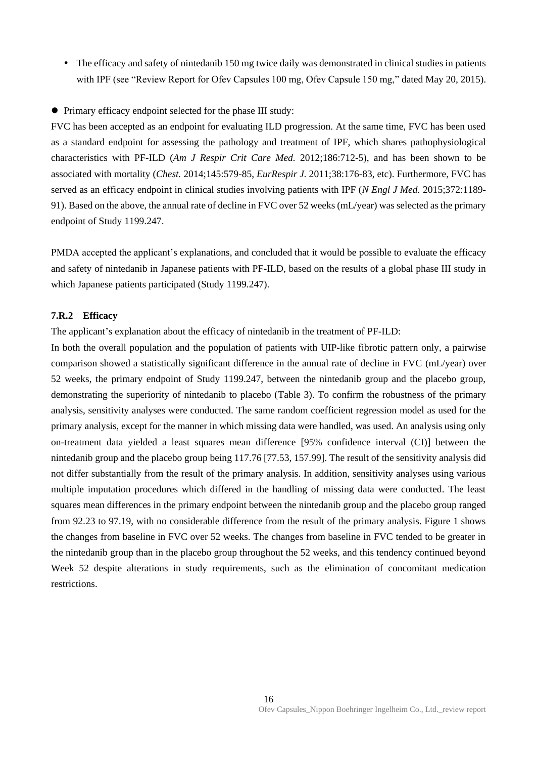- The efficacy and safety of nintedanib 150 mg twice daily was demonstrated in clinical studies in patients with IPF (see "Review Report for Ofev Capsules 100 mg, Ofev Capsule 150 mg," dated May 20, 2015).

- Primary efficacy endpoint selected for the phase III study:

FVC has been accepted as an endpoint for evaluating ILD progression. At the same time, FVC has been used as a standard endpoint for assessing the pathology and treatment of IPF, which shares pathophysiological characteristics with PF-ILD (*Am J Respir Crit Care Med.* 2012;186:712-5), and has been shown to be associated with mortality (*Chest.* 2014;145:579-85, *EurRespir J.* 2011;38:176-83, etc). Furthermore, FVC has served as an efficacy endpoint in clinical studies involving patients with IPF (*N Engl J Med.* 2015;372:1189-91). Based on the above, the annual rate of decline in FVC over 52 weeks (mL/year) was selected as the primary endpoint of Study 1199.247.

PMDA accepted the applicant's explanations, and concluded that it would be possible to evaluate the efficacy and safety of nintedanib in Japanese patients with PF-ILD, based on the results of a global phase III study in which Japanese patients participated (Study 1199.247).

### 7.R.2 Efficacy

The applicant's explanation about the efficacy of nintedanib in the treatment of PF-ILD:

In both the overall population and the population of patients with UIP-like fibrotic pattern only, a pairwise comparison showed a statistically significant difference in the annual rate of decline in FVC (mL/year) over 52 weeks, the primary endpoint of Study 1199.247, between the nintedanib group and the placebo group, demonstrating the superiority of nintedanib to placebo (Table 3). To confirm the robustness of the primary analysis, sensitivity analyses were conducted. The same random coefficient regression model as used for the primary analysis, except for the manner in which missing data were handled, was used. An analysis using only on-treatment data yielded a least squares mean difference [95% confidence interval (CI)] between the nintedanib group and the placebo group being 117.76 [77.53, 157.99]. The result of the sensitivity analysis did not differ substantially from the result of the primary analysis. In addition, sensitivity analyses using various multiple imputation procedures which differed in the handling of missing data were conducted. The least squares mean differences in the primary endpoint between the nintedanib group and the placebo group ranged from 92.23 to 97.19, with no considerable difference from the result of the primary analysis. Figure 1 shows the changes from baseline in FVC over 52 weeks. The changes from baseline in FVC tended to be greater in the nintedanib group than in the placebo group throughout the 52 weeks, and this tendency continued beyond Week 52 despite alterations in study requirements, such as the elimination of concomitant medication restrictions.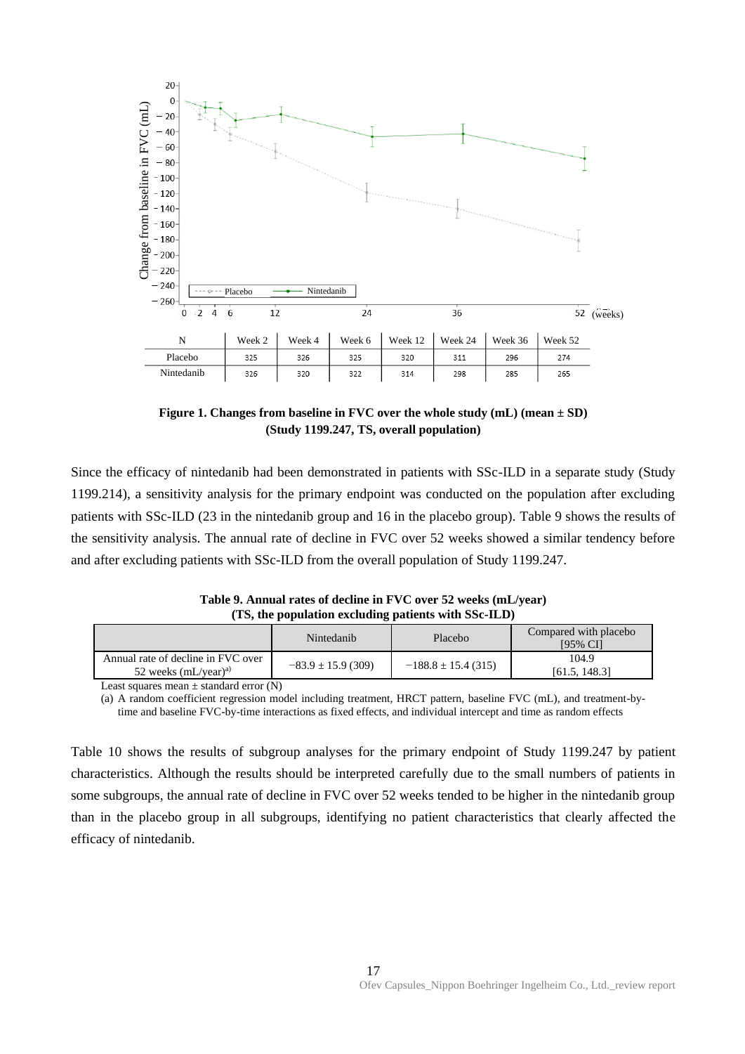Change from baseline in FVC (mL)

20
0
− 20
− 40
− 60
− 80
− 100
− 120
− 140
− 160
− 180
− 200
− 220
− 240
− 260

0 2 4 6 12 24 36 52 (weeks)

Placebo
Nintedanib

| N | Week 2 | Week 4 | Week 6 | Week 12 | Week 24 | Week 36 | Week 52 |
|---|---|---|---|---|---|---|---|
| Placebo | 325 | 326 | 325 | 320 | 311 | 296 | 274 |
| Nintedanib | 326 | 320 | 322 | 314 | 298 | 285 | 265 |

**Figure 1. Changes from baseline in FVC over the whole study (mL) (mean ± SD) (Study 1199.247, TS, overall population)**

Since the efficacy of nintedanib had been demonstrated in patients with SSc-ILD in a separate study (Study 1199.214), a sensitivity analysis for the primary endpoint was conducted on the population after excluding patients with SSc-ILD (23 in the nintedanib group and 16 in the placebo group). Table 9 shows the results of the sensitivity analysis. The annual rate of decline in FVC over 52 weeks showed a similar tendency before and after excluding patients with SSc-ILD from the overall population of Study 1199.247.

**Table 9. Annual rates of decline in FVC over 52 weeks (mL/year) (TS, the population excluding patients with SSc-ILD)**

| | Nintedanib | Placebo | Compared with placebo [95% CI] |
|---|---|---|---|
| Annual rate of decline in FVC over 52 weeks (mL/year)[a] | −83.9 ± 15.9 (309) | −188.8 ± 15.4 (315) | 104.9 [61.5, 148.3] |

Least squares mean ± standard error (N)

(a) A random coefficient regression model including treatment, HRCT pattern, baseline FVC (mL), and treatment-by-time and baseline FVC-by-time interactions as fixed effects, and individual intercept and time as random effects

Table 10 shows the results of subgroup analyses for the primary endpoint of Study 1199.247 by patient characteristics. Although the results should be interpreted carefully due to the small numbers of patients in some subgroups, the annual rate of decline in FVC over 52 weeks tended to be higher in the nintedanib group than in the placebo group in all subgroups, identifying no patient characteristics that clearly affected the efficacy of nintedanib.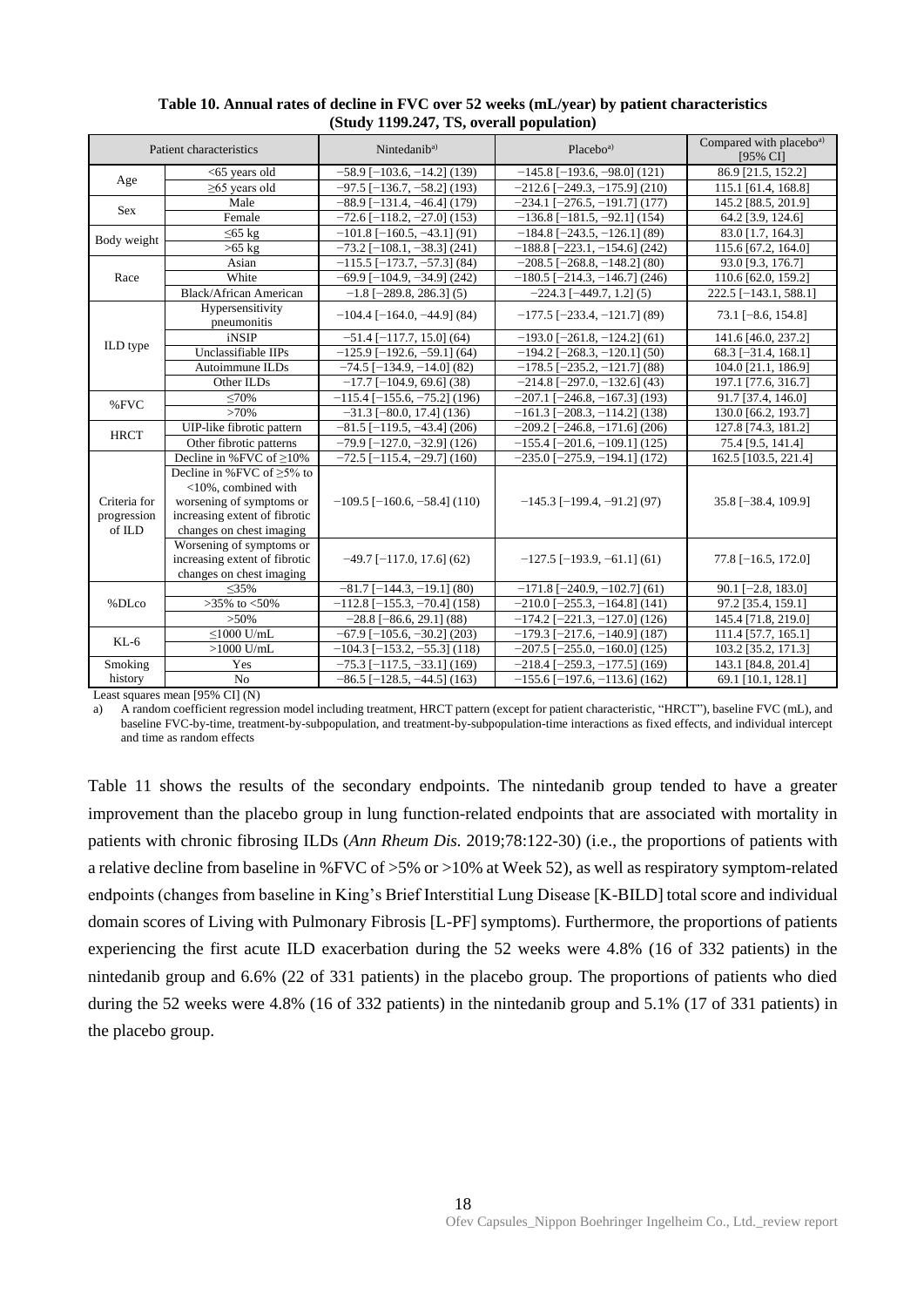**Table 10. Annual rates of decline in FVC over 52 weeks (mL/year) by patient characteristics (Study 1199.247, TS, overall population)**

| Patient characteristics | | Nintedanib[a)] | Placebo[a)] | Compared with placebo[a)] [95% CI] |
|---|---|---|---|---|
| Age | <65 years old | −58.9 [−103.6, −14.2] (139) | −145.8 [−193.6, −98.0] (121) | 86.9 [21.5, 152.2] |
| | ≥65 years old | −97.5 [−136.7, −58.2] (193) | −212.6 [−249.3, −175.9] (210) | 115.1 [61.4, 168.8] |
| Sex | Male | −88.9 [−131.4, −46.4] (179) | −234.1 [−276.5, −191.7] (177) | 145.2 [88.5, 201.9] |
| | Female | −72.6 [−118.2, −27.0] (153) | −136.8 [−181.5, −92.1] (154) | 64.2 [3.9, 124.6] |
| Body weight | ≤65 kg | −101.8 [−160.5, −43.1] (91) | −184.8 [−243.5, −126.1] (89) | 83.0 [1.7, 164.3] |
| | >65 kg | −73.2 [−108.1, −38.3] (241) | −188.8 [−223.1, −154.6] (242) | 115.6 [67.2, 164.0] |
| Race | Asian | −115.5 [−173.7, −57.3] (84) | −208.5 [−268.8, −148.2] (80) | 93.0 [9.3, 176.7] |
| | White | −69.9 [−104.9, −34.9] (242) | −180.5 [−214.3, −146.7] (246) | 110.6 [62.0, 159.2] |
| | Black/African American | −1.8 [−289.8, 286.3] (5) | −224.3 [−449.7, 1.2] (5) | 222.5 [−143.1, 588.1] |
| ILD type | Hypersensitivity pneumonitis | −104.4 [−164.0, −44.9] (84) | −177.5 [−233.4, −121.7] (89) | 73.1 [−8.6, 154.8] |
| | iNSIP | −51.4 [−117.7, 15.0] (64) | −193.0 [−261.8, −124.2] (61) | 141.6 [46.0, 237.2] |
| | Unclassifiable IIPs | −125.9 [−192.6, −59.1] (64) | −194.2 [−268.3, −120.1] (50) | 68.3 [−31.4, 168.1] |
| | Autoimmune ILDs | −74.5 [−134.9, −14.0] (82) | −178.5 [−235.2, −121.7] (88) | 104.0 [21.1, 186.9] |
| | Other ILDs | −17.7 [−104.9, 69.6] (38) | −214.8 [−297.0, −132.6] (43) | 197.1 [77.6, 316.7] |
| %FVC | ≤70% | −115.4 [−155.6, −75.2] (196) | −207.1 [−246.8, −167.3] (193) | 91.7 [37.4, 146.0] |
| | >70% | −31.3 [−80.0, 17.4] (136) | −161.3 [−208.3, −114.2] (138) | 130.0 [66.2, 193.7] |
| HRCT | UIP-like fibrotic pattern | −81.5 [−119.5, −43.4] (206) | −209.2 [−246.8, −171.6] (206) | 127.8 [74.3, 181.2] |
| | Other fibrotic patterns | −79.9 [−127.0, −32.9] (126) | −155.4 [−201.6, −109.1] (125) | 75.4 [9.5, 141.4] |
| Criteria for progression of ILD | Decline in %FVC of ≥10% | −72.5 [−115.4, −29.7] (160) | −235.0 [−275.9, −194.1] (172) | 162.5 [103.5, 221.4] |
| | Decline in %FVC of ≥5% to <10%, combined with worsening of symptoms or increasing extent of fibrotic changes on chest imaging | −109.5 [−160.6, −58.4] (110) | −145.3 [−199.4, −91.2] (97) | 35.8 [−38.4, 109.9] |
| | Worsening of symptoms or increasing extent of fibrotic changes on chest imaging | −49.7 [−117.0, 17.6] (62) | −127.5 [−193.9, −61.1] (61) | 77.8 [−16.5, 172.0] |
| %DLco | ≤35% | −81.7 [−144.3, −19.1] (80) | −171.8 [−240.9, −102.7] (61) | 90.1 [−2.8, 183.0] |
| | >35% to <50% | −112.8 [−155.3, −70.4] (158) | −210.0 [−255.3, −164.8] (141) | 97.2 [35.4, 159.1] |
| | >50% | −28.8 [−86.6, 29.1] (88) | −174.2 [−221.3, −127.0] (126) | 145.4 [71.8, 219.0] |
| KL-6 | ≤1000 U/mL | −67.9 [−105.6, −30.2] (203) | −179.3 [−217.6, −140.9] (187) | 111.4 [57.7, 165.1] |
| | >1000 U/mL | −104.3 [−153.2, −55.3] (118) | −207.5 [−255.0, −160.0] (125) | 103.2 [35.2, 171.3] |
| Smoking history | Yes | −75.3 [−117.5, −33.1] (169) | −218.4 [−259.3, −177.5] (169) | 143.1 [84.8, 201.4] |
| | No | −86.5 [−128.5, −44.5] (163) | −155.6 [−197.6, −113.6] (162) | 69.1 [10.1, 128.1] |

Least squares mean [95% CI] (N)

a) A random coefficient regression model including treatment, HRCT pattern (except for patient characteristic, "HRCT"), baseline FVC (mL), and baseline FVC-by-time, treatment-by-subpopulation, and treatment-by-subpopulation-time interactions as fixed effects, and individual intercept and time as random effects

Table 11 shows the results of the secondary endpoints. The nintedanib group tended to have a greater improvement than the placebo group in lung function-related endpoints that are associated with mortality in patients with chronic fibrosing ILDs (*Ann Rheum Dis.* 2019;78:122-30) (i.e., the proportions of patients with a relative decline from baseline in %FVC of >5% or >10% at Week 52), as well as respiratory symptom-related endpoints (changes from baseline in King's Brief Interstitial Lung Disease [K-BILD] total score and individual domain scores of Living with Pulmonary Fibrosis [L-PF] symptoms). Furthermore, the proportions of patients experiencing the first acute ILD exacerbation during the 52 weeks were 4.8% (16 of 332 patients) in the nintedanib group and 6.6% (22 of 331 patients) in the placebo group. The proportions of patients who died during the 52 weeks were 4.8% (16 of 332 patients) in the nintedanib group and 5.1% (17 of 331 patients) in the placebo group.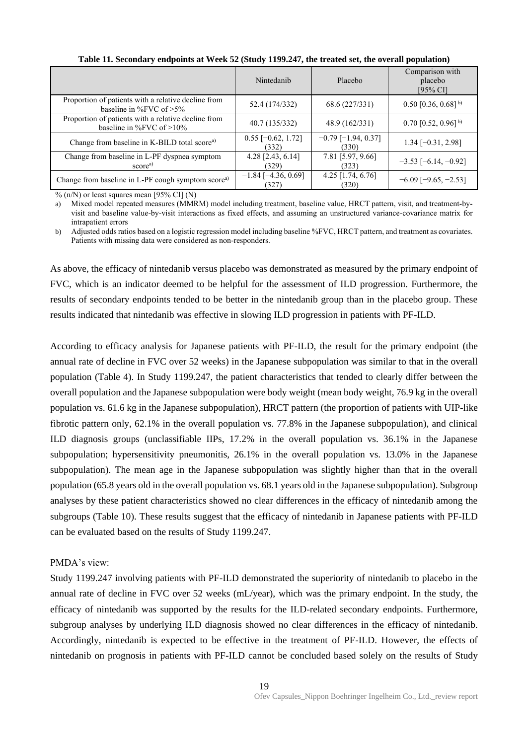**Table 11. Secondary endpoints at Week 52 (Study 1199.247, the treated set, the overall population)**

| | Nintedanib | Placebo | Comparison with placebo [95% CI] |
|---|---|---|---|
| Proportion of patients with a relative decline from baseline in %FVC of >5% | 52.4 (174/332) | 68.6 (227/331) | 0.50 [0.36, 0.68] [b)] |
| Proportion of patients with a relative decline from baseline in %FVC of >10% | 40.7 (135/332) | 48.9 (162/331) | 0.70 [0.52, 0.96] [b)] |
| Change from baseline in K-BILD total score[a)] | 0.55 [−0.62, 1.72] (332) | −0.79 [−1.94, 0.37] (330) | 1.34 [−0.31, 2.98] |
| Change from baseline in L-PF dyspnea symptom score[a)] | 4.28 [2.43, 6.14] (329) | 7.81 [5.97, 9.66] (323) | −3.53 [−6.14, −0.92] |
| Change from baseline in L-PF cough symptom score[a)] | −1.84 [−4.36, 0.69] (327) | 4.25 [1.74, 6.76] (320) | −6.09 [−9.65, −2.53] |

% (n/N) or least squares mean [95% CI] (N)

a) Mixed model repeated measures (MMRM) model including treatment, baseline value, HRCT pattern, visit, and treatment-by-visit and baseline value-by-visit interactions as fixed effects, and assuming an unstructured variance-covariance matrix for intrapatient errors

b) Adjusted odds ratios based on a logistic regression model including baseline %FVC, HRCT pattern, and treatment as covariates. Patients with missing data were considered as non-responders.

As above, the efficacy of nintedanib versus placebo was demonstrated as measured by the primary endpoint of FVC, which is an indicator deemed to be helpful for the assessment of ILD progression. Furthermore, the results of secondary endpoints tended to be better in the nintedanib group than in the placebo group. These results indicated that nintedanib was effective in slowing ILD progression in patients with PF-ILD.

According to efficacy analysis for Japanese patients with PF-ILD, the result for the primary endpoint (the annual rate of decline in FVC over 52 weeks) in the Japanese subpopulation was similar to that in the overall population (Table 4). In Study 1199.247, the patient characteristics that tended to clearly differ between the overall population and the Japanese subpopulation were body weight (mean body weight, 76.9 kg in the overall population vs. 61.6 kg in the Japanese subpopulation), HRCT pattern (the proportion of patients with UIP-like fibrotic pattern only, 62.1% in the overall population vs. 77.8% in the Japanese subpopulation), and clinical ILD diagnosis groups (unclassifiable IIPs, 17.2% in the overall population vs. 36.1% in the Japanese subpopulation; hypersensitivity pneumonitis, 26.1% in the overall population vs. 13.0% in the Japanese subpopulation). The mean age in the Japanese subpopulation was slightly higher than that in the overall population (65.8 years old in the overall population vs. 68.1 years old in the Japanese subpopulation). Subgroup analyses by these patient characteristics showed no clear differences in the efficacy of nintedanib among the subgroups (Table 10). These results suggest that the efficacy of nintedanib in Japanese patients with PF-ILD can be evaluated based on the results of Study 1199.247.

PMDA's view:

Study 1199.247 involving patients with PF-ILD demonstrated the superiority of nintedanib to placebo in the annual rate of decline in FVC over 52 weeks (mL/year), which was the primary endpoint. In the study, the efficacy of nintedanib was supported by the results for the ILD-related secondary endpoints. Furthermore, subgroup analyses by underlying ILD diagnosis showed no clear differences in the efficacy of nintedanib. Accordingly, nintedanib is expected to be effective in the treatment of PF-ILD. However, the effects of nintedanib on prognosis in patients with PF-ILD cannot be concluded based solely on the results of Study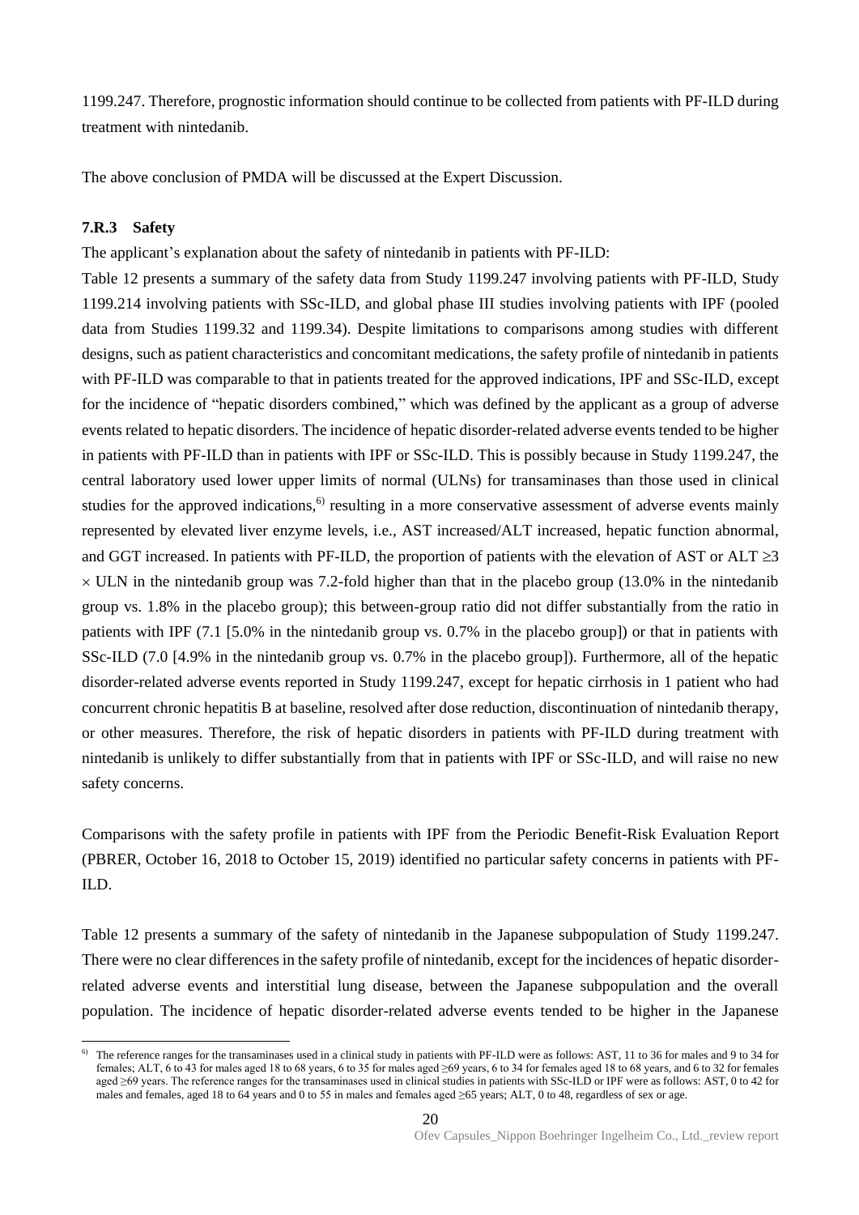1199.247. Therefore, prognostic information should continue to be collected from patients with PF-ILD during treatment with nintedanib.

The above conclusion of PMDA will be discussed at the Expert Discussion.

### 7.R.3 Safety

The applicant's explanation about the safety of nintedanib in patients with PF-ILD:

Table 12 presents a summary of the safety data from Study 1199.247 involving patients with PF-ILD, Study 1199.214 involving patients with SSc-ILD, and global phase III studies involving patients with IPF (pooled data from Studies 1199.32 and 1199.34). Despite limitations to comparisons among studies with different designs, such as patient characteristics and concomitant medications, the safety profile of nintedanib in patients with PF-ILD was comparable to that in patients treated for the approved indications, IPF and SSc-ILD, except for the incidence of "hepatic disorders combined," which was defined by the applicant as a group of adverse events related to hepatic disorders. The incidence of hepatic disorder-related adverse events tended to be higher in patients with PF-ILD than in patients with IPF or SSc-ILD. This is possibly because in Study 1199.247, the central laboratory used lower upper limits of normal (ULNs) for transaminases than those used in clinical studies for the approved indications,[6)] resulting in a more conservative assessment of adverse events mainly represented by elevated liver enzyme levels, i.e., AST increased/ALT increased, hepatic function abnormal, and GGT increased. In patients with PF-ILD, the proportion of patients with the elevation of AST or ALT $\geq 3 \times$ ULN in the nintedanib group was 7.2-fold higher than that in the placebo group (13.0% in the nintedanib group vs. 1.8% in the placebo group); this between-group ratio did not differ substantially from the ratio in patients with IPF (7.1 [5.0% in the nintedanib group vs. 0.7% in the placebo group]) or that in patients with SSc-ILD (7.0 [4.9% in the nintedanib group vs. 0.7% in the placebo group]). Furthermore, all of the hepatic disorder-related adverse events reported in Study 1199.247, except for hepatic cirrhosis in 1 patient who had concurrent chronic hepatitis B at baseline, resolved after dose reduction, discontinuation of nintedanib therapy, or other measures. Therefore, the risk of hepatic disorders in patients with PF-ILD during treatment with nintedanib is unlikely to differ substantially from that in patients with IPF or SSc-ILD, and will raise no new safety concerns.

Comparisons with the safety profile in patients with IPF from the Periodic Benefit-Risk Evaluation Report (PBRER, October 16, 2018 to October 15, 2019) identified no particular safety concerns in patients with PF-ILD.

Table 12 presents a summary of the safety of nintedanib in the Japanese subpopulation of Study 1199.247. There were no clear differences in the safety profile of nintedanib, except for the incidences of hepatic disorder-related adverse events and interstitial lung disease, between the Japanese subpopulation and the overall population. The incidence of hepatic disorder-related adverse events tended to be higher in the Japanese

---

6) The reference ranges for the transaminases used in a clinical study in patients with PF-ILD were as follows: AST, 11 to 36 for males and 9 to 34 for females; ALT, 6 to 43 for males aged 18 to 68 years, 6 to 35 for males aged ≥69 years, 6 to 34 for females aged 18 to 68 years, and 6 to 32 for females aged ≥69 years. The reference ranges for the transaminases used in clinical studies in patients with SSc-ILD or IPF were as follows: AST, 0 to 42 for males and females, aged 18 to 64 years and 0 to 55 in males and females aged ≥65 years; ALT, 0 to 48, regardless of sex or age.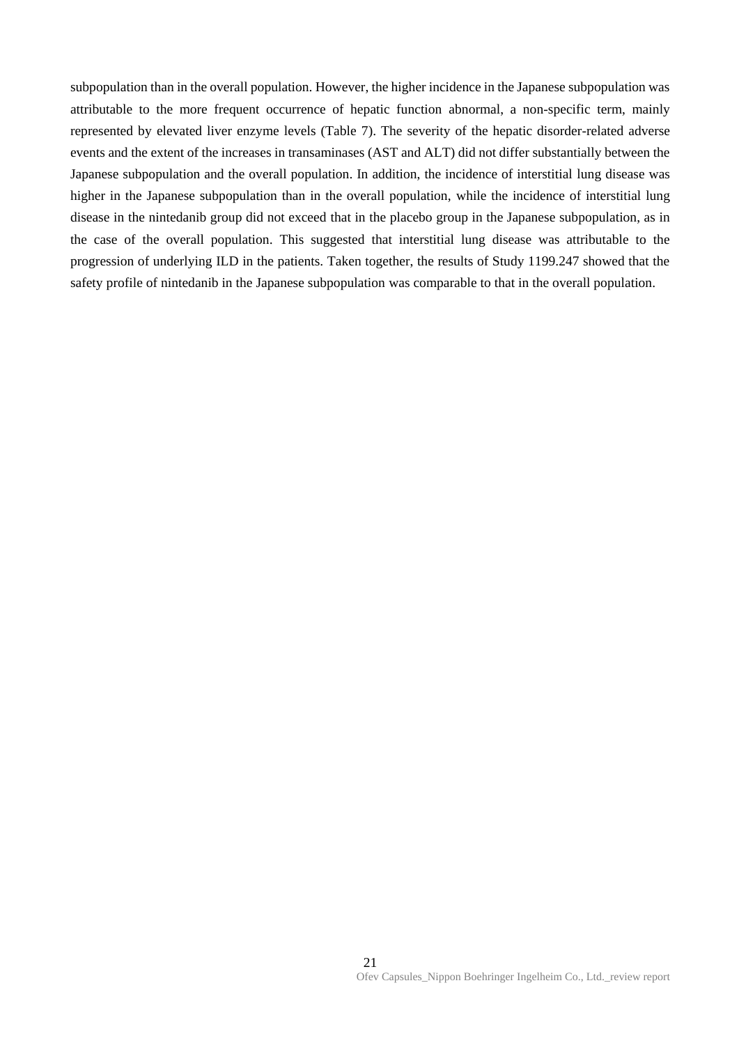subpopulation than in the overall population. However, the higher incidence in the Japanese subpopulation was attributable to the more frequent occurrence of hepatic function abnormal, a non-specific term, mainly represented by elevated liver enzyme levels (Table 7). The severity of the hepatic disorder-related adverse events and the extent of the increases in transaminases (AST and ALT) did not differ substantially between the Japanese subpopulation and the overall population. In addition, the incidence of interstitial lung disease was higher in the Japanese subpopulation than in the overall population, while the incidence of interstitial lung disease in the nintedanib group did not exceed that in the placebo group in the Japanese subpopulation, as in the case of the overall population. This suggested that interstitial lung disease was attributable to the progression of underlying ILD in the patients. Taken together, the results of Study 1199.247 showed that the safety profile of nintedanib in the Japanese subpopulation was comparable to that in the overall population.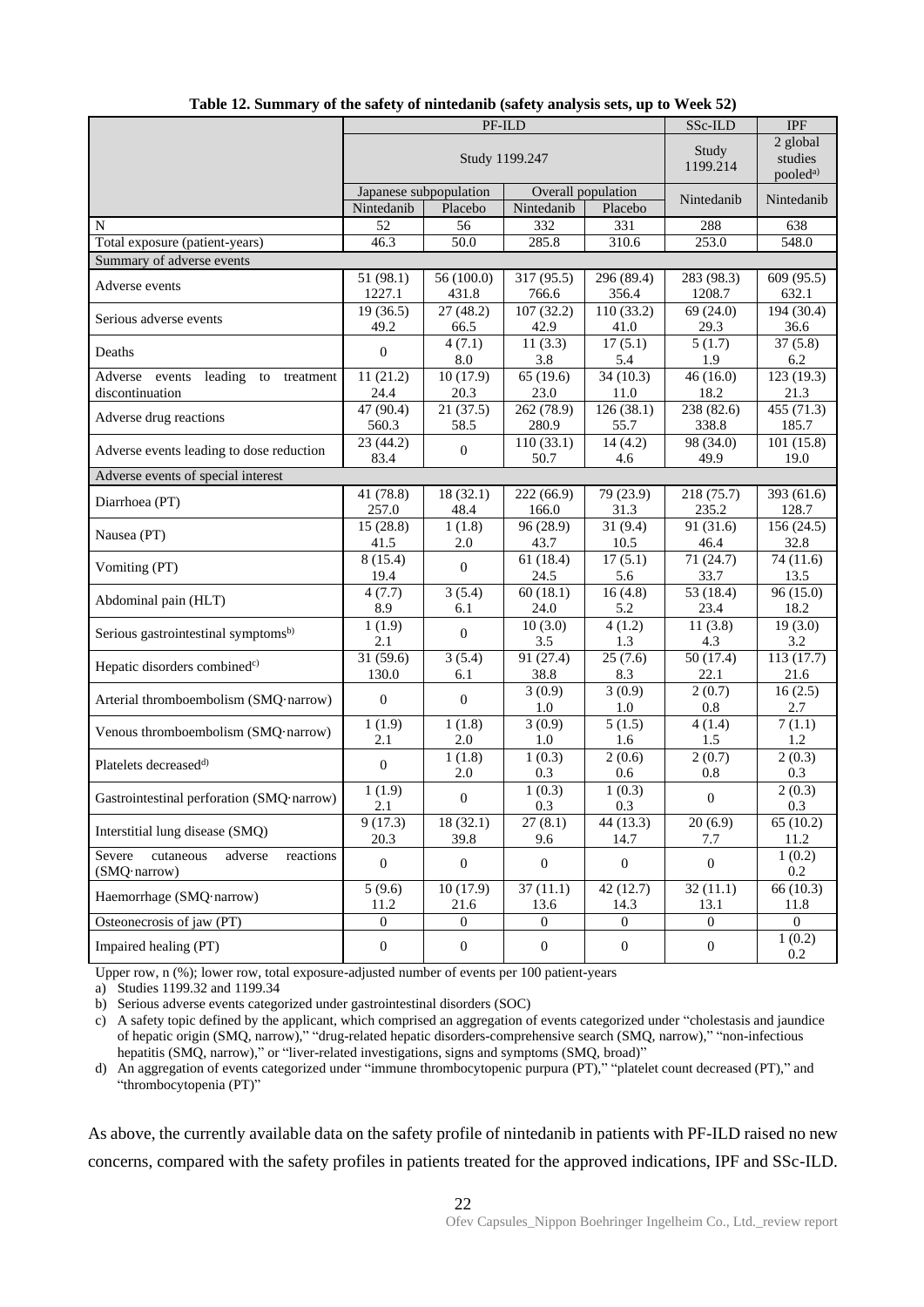**Table 12. Summary of the safety of nintedanib (safety analysis sets, up to Week 52)**

| | PF-ILD | | | | SSc-ILD | IPF |
|---|---|---|---|---|---|---|
| | Study 1199.247 | | | | Study 1199.214 | 2 global studies pooled[a)] |
| | Japanese subpopulation | | Overall population | | Nintedanib | Nintedanib |
| | Nintedanib | Placebo | Nintedanib | Placebo | | |
| N | 52 | 56 | 332 | 331 | 288 | 638 |
| Total exposure (patient-years) | 46.3 | 50.0 | 285.8 | 310.6 | 253.0 | 548.0 |
| **Summary of adverse events** | | | | | | |
| Adverse events | 51 (98.1)<br>1227.1 | 56 (100.0)<br>431.8 | 317 (95.5)<br>766.6 | 296 (89.4)<br>356.4 | 283 (98.3)<br>1208.7 | 609 (95.5)<br>632.1 |
| Serious adverse events | 19 (36.5)<br>49.2 | 27 (48.2)<br>66.5 | 107 (32.2)<br>42.9 | 110 (33.2)<br>41.0 | 69 (24.0)<br>29.3 | 194 (30.4)<br>36.6 |
| Deaths | 0 | 4 (7.1)<br>8.0 | 11 (3.3)<br>3.8 | 17 (5.1)<br>5.4 | 5 (1.7)<br>1.9 | 37 (5.8)<br>6.2 |
| Adverse events leading to treatment discontinuation | 11 (21.2)<br>24.4 | 10 (17.9)<br>20.3 | 65 (19.6)<br>23.0 | 34 (10.3)<br>11.0 | 46 (16.0)<br>18.2 | 123 (19.3)<br>21.3 |
| Adverse drug reactions | 47 (90.4)<br>560.3 | 21 (37.5)<br>58.5 | 262 (78.9)<br>280.9 | 126 (38.1)<br>55.7 | 238 (82.6)<br>338.8 | 455 (71.3)<br>185.7 |
| Adverse events leading to dose reduction | 23 (44.2)<br>83.4 | 0 | 110 (33.1)<br>50.7 | 14 (4.2)<br>4.6 | 98 (34.0)<br>49.9 | 101 (15.8)<br>19.0 |
| **Adverse events of special interest** | | | | | | |
| Diarrhoea (PT) | 41 (78.8)<br>257.0 | 18 (32.1)<br>48.4 | 222 (66.9)<br>166.0 | 79 (23.9)<br>31.3 | 218 (75.7)<br>235.2 | 393 (61.6)<br>128.7 |
| Nausea (PT) | 15 (28.8)<br>41.5 | 1 (1.8)<br>2.0 | 96 (28.9)<br>43.7 | 31 (9.4)<br>10.5 | 91 (31.6)<br>46.4 | 156 (24.5)<br>32.8 |
| Vomiting (PT) | 8 (15.4)<br>19.4 | 0 | 61 (18.4)<br>24.5 | 17 (5.1)<br>5.6 | 71 (24.7)<br>33.7 | 74 (11.6)<br>13.5 |
| Abdominal pain (HLT) | 4 (7.7)<br>8.9 | 3 (5.4)<br>6.1 | 60 (18.1)<br>24.0 | 16 (4.8)<br>5.2 | 53 (18.4)<br>23.4 | 96 (15.0)<br>18.2 |
| Serious gastrointestinal symptoms[b)] | 1 (1.9)<br>2.1 | 0 | 10 (3.0)<br>3.5 | 4 (1.2)<br>1.3 | 11 (3.8)<br>4.3 | 19 (3.0)<br>3.2 |
| Hepatic disorders combined[c)] | 31 (59.6)<br>130.0 | 3 (5.4)<br>6.1 | 91 (27.4)<br>38.8 | 25 (7.6)<br>8.3 | 50 (17.4)<br>22.1 | 113 (17.7)<br>21.6 |
| Arterial thromboembolism (SMQ·narrow) | 0 | 0 | 3 (0.9)<br>1.0 | 3 (0.9)<br>1.0 | 2 (0.7)<br>0.8 | 16 (2.5)<br>2.7 |
| Venous thromboembolism (SMQ·narrow) | 1 (1.9)<br>2.1 | 1 (1.8)<br>2.0 | 3 (0.9)<br>1.0 | 5 (1.5)<br>1.6 | 4 (1.4)<br>1.5 | 7 (1.1)<br>1.2 |
| Platelets decreased[d)] | 0 | 1 (1.8)<br>2.0 | 1 (0.3)<br>0.3 | 2 (0.6)<br>0.6 | 2 (0.7)<br>0.8 | 2 (0.3)<br>0.3 |
| Gastrointestinal perforation (SMQ·narrow) | 1 (1.9)<br>2.1 | 0 | 1 (0.3)<br>0.3 | 1 (0.3)<br>0.3 | 0 | 2 (0.3)<br>0.3 |
| Interstitial lung disease (SMQ) | 9 (17.3)<br>20.3 | 18 (32.1)<br>39.8 | 27 (8.1)<br>9.6 | 44 (13.3)<br>14.7 | 20 (6.9)<br>7.7 | 65 (10.2)<br>11.2 |
| Severe cutaneous adverse reactions (SMQ·narrow) | 0 | 0 | 0 | 0 | 0 | 1 (0.2)<br>0.2 |
| Haemorrhage (SMQ·narrow) | 5 (9.6)<br>11.2 | 10 (17.9)<br>21.6 | 37 (11.1)<br>13.6 | 42 (12.7)<br>14.3 | 32 (11.1)<br>13.1 | 66 (10.3)<br>11.8 |
| Osteonecrosis of jaw (PT) | 0 | 0 | 0 | 0 | 0 | 0 |
| Impaired healing (PT) | 0 | 0 | 0 | 0 | 0 | 1 (0.2)<br>0.2 |

Upper row, n (%); lower row, total exposure-adjusted number of events per 100 patient-years

a) Studies 1199.32 and 1199.34

b) Serious adverse events categorized under gastrointestinal disorders (SOC)

c) A safety topic defined by the applicant, which comprised an aggregation of events categorized under "cholestasis and jaundice of hepatic origin (SMQ, narrow)," "drug-related hepatic disorders-comprehensive search (SMQ, narrow)," "non-infectious hepatitis (SMQ, narrow)," or "liver-related investigations, signs and symptoms (SMQ, broad)"

d) An aggregation of events categorized under "immune thrombocytopenic purpura (PT)," "platelet count decreased (PT)," and "thrombocytopenia (PT)"

As above, the currently available data on the safety profile of nintedanib in patients with PF-ILD raised no new concerns, compared with the safety profiles in patients treated for the approved indications, IPF and SSc-ILD.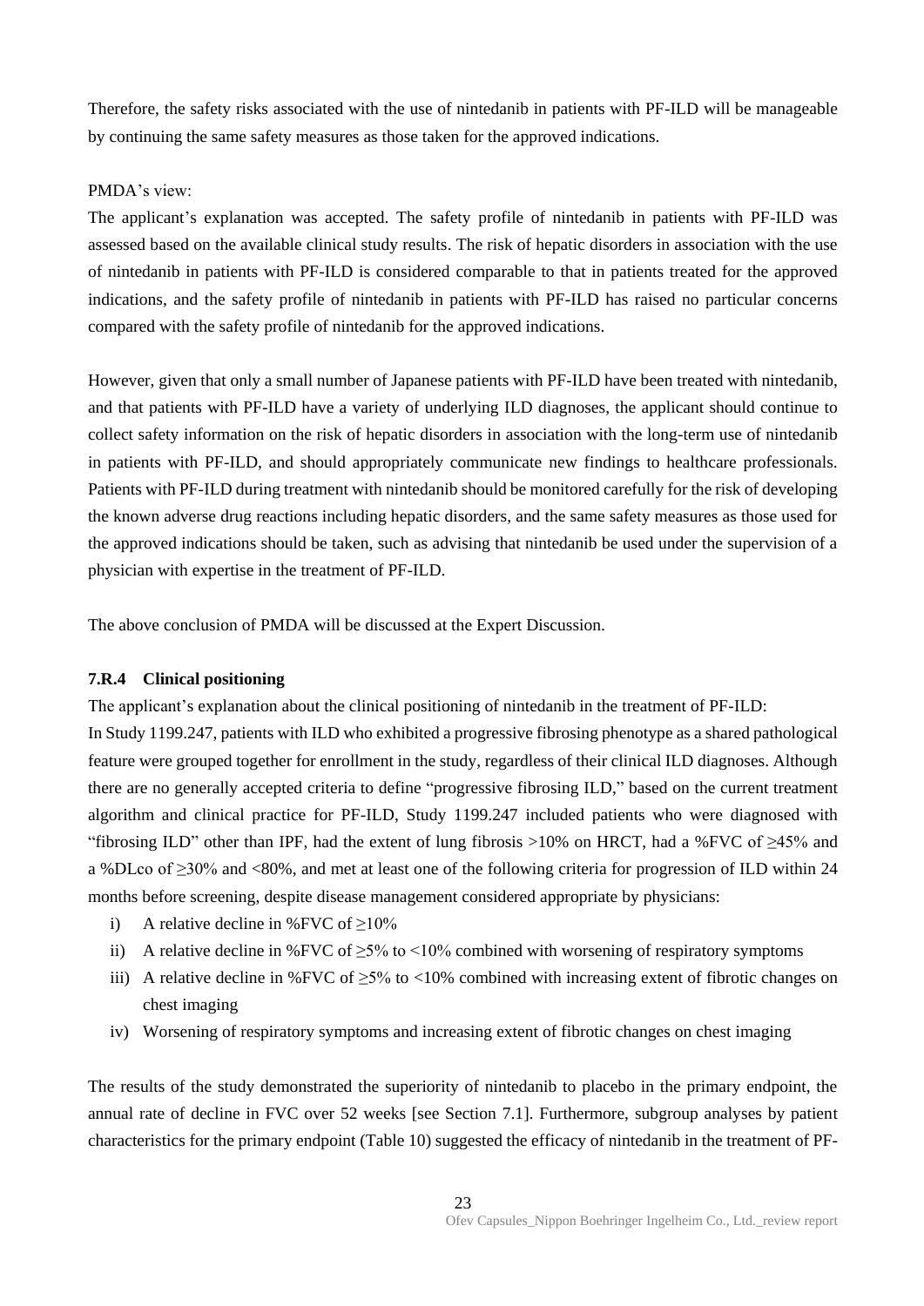Therefore, the safety risks associated with the use of nintedanib in patients with PF-ILD will be manageable by continuing the same safety measures as those taken for the approved indications.

PMDA's view:

The applicant's explanation was accepted. The safety profile of nintedanib in patients with PF-ILD was assessed based on the available clinical study results. The risk of hepatic disorders in association with the use of nintedanib in patients with PF-ILD is considered comparable to that in patients treated for the approved indications, and the safety profile of nintedanib in patients with PF-ILD has raised no particular concerns compared with the safety profile of nintedanib for the approved indications.

However, given that only a small number of Japanese patients with PF-ILD have been treated with nintedanib, and that patients with PF-ILD have a variety of underlying ILD diagnoses, the applicant should continue to collect safety information on the risk of hepatic disorders in association with the long-term use of nintedanib in patients with PF-ILD, and should appropriately communicate new findings to healthcare professionals. Patients with PF-ILD during treatment with nintedanib should be monitored carefully for the risk of developing the known adverse drug reactions including hepatic disorders, and the same safety measures as those used for the approved indications should be taken, such as advising that nintedanib be used under the supervision of a physician with expertise in the treatment of PF-ILD.

The above conclusion of PMDA will be discussed at the Expert Discussion.

### 7.R.4 Clinical positioning

The applicant's explanation about the clinical positioning of nintedanib in the treatment of PF-ILD:

In Study 1199.247, patients with ILD who exhibited a progressive fibrosing phenotype as a shared pathological feature were grouped together for enrollment in the study, regardless of their clinical ILD diagnoses. Although there are no generally accepted criteria to define "progressive fibrosing ILD," based on the current treatment algorithm and clinical practice for PF-ILD, Study 1199.247 included patients who were diagnosed with "fibrosing ILD" other than IPF, had the extent of lung fibrosis >10% on HRCT, had a %FVC of ≥45% and a %DLco of ≥30% and <80%, and met at least one of the following criteria for progression of ILD within 24 months before screening, despite disease management considered appropriate by physicians:

i) A relative decline in %FVC of ≥10%
ii) A relative decline in %FVC of ≥5% to <10% combined with worsening of respiratory symptoms
iii) A relative decline in %FVC of ≥5% to <10% combined with increasing extent of fibrotic changes on chest imaging
iv) Worsening of respiratory symptoms and increasing extent of fibrotic changes on chest imaging

The results of the study demonstrated the superiority of nintedanib to placebo in the primary endpoint, the annual rate of decline in FVC over 52 weeks [see Section 7.1]. Furthermore, subgroup analyses by patient characteristics for the primary endpoint (Table 10) suggested the efficacy of nintedanib in the treatment of PF-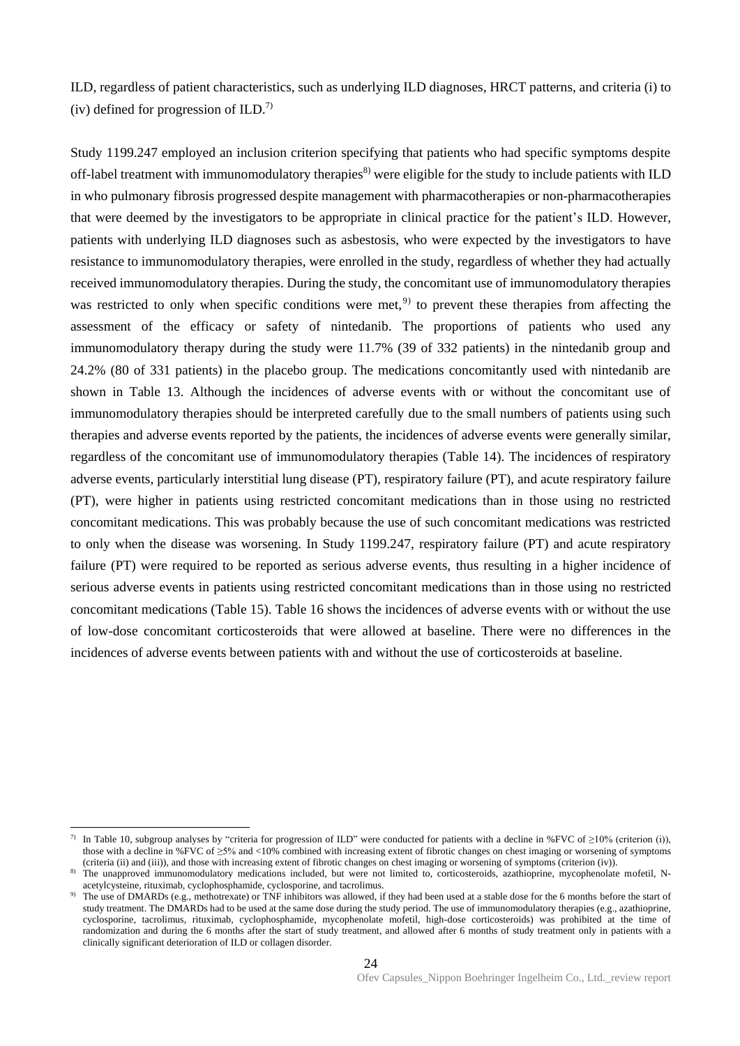ILD, regardless of patient characteristics, such as underlying ILD diagnoses, HRCT patterns, and criteria (i) to (iv) defined for progression of ILD.[7)]

Study 1199.247 employed an inclusion criterion specifying that patients who had specific symptoms despite off-label treatment with immunomodulatory therapies[8)] were eligible for the study to include patients with ILD in who pulmonary fibrosis progressed despite management with pharmacotherapies or non-pharmacotherapies that were deemed by the investigators to be appropriate in clinical practice for the patient's ILD. However, patients with underlying ILD diagnoses such as asbestosis, who were expected by the investigators to have resistance to immunomodulatory therapies, were enrolled in the study, regardless of whether they had actually received immunomodulatory therapies. During the study, the concomitant use of immunomodulatory therapies was restricted to only when specific conditions were met,[9)] to prevent these therapies from affecting the assessment of the efficacy or safety of nintedanib. The proportions of patients who used any immunomodulatory therapy during the study were 11.7% (39 of 332 patients) in the nintedanib group and 24.2% (80 of 331 patients) in the placebo group. The medications concomitantly used with nintedanib are shown in Table 13. Although the incidences of adverse events with or without the concomitant use of immunomodulatory therapies should be interpreted carefully due to the small numbers of patients using such therapies and adverse events reported by the patients, the incidences of adverse events were generally similar, regardless of the concomitant use of immunomodulatory therapies (Table 14). The incidences of respiratory adverse events, particularly interstitial lung disease (PT), respiratory failure (PT), and acute respiratory failure (PT), were higher in patients using restricted concomitant medications than in those using no restricted concomitant medications. This was probably because the use of such concomitant medications was restricted to only when the disease was worsening. In Study 1199.247, respiratory failure (PT) and acute respiratory failure (PT) were required to be reported as serious adverse events, thus resulting in a higher incidence of serious adverse events in patients using restricted concomitant medications than in those using no restricted concomitant medications (Table 15). Table 16 shows the incidences of adverse events with or without the use of low-dose concomitant corticosteroids that were allowed at baseline. There were no differences in the incidences of adverse events between patients with and without the use of corticosteroids at baseline.

---

7) In Table 10, subgroup analyses by "criteria for progression of ILD" were conducted for patients with a decline in %FVC of ≥10% (criterion (i)), those with a decline in %FVC of ≥5% and <10% combined with increasing extent of fibrotic changes on chest imaging or worsening of symptoms (criteria (ii) and (iii)), and those with increasing extent of fibrotic changes on chest imaging or worsening of symptoms (criterion (iv)).

8) The unapproved immunomodulatory medications included, but were not limited to, corticosteroids, azathioprine, mycophenolate mofetil, N-acetylcysteine, rituximab, cyclophosphamide, cyclosporine, and tacrolimus.

9) The use of DMARDs (e.g., methotrexate) or TNF inhibitors was allowed, if they had been used at a stable dose for the 6 months before the start of study treatment. The DMARDs had to be used at the same dose during the study period. The use of immunomodulatory therapies (e.g., azathioprine, cyclosporine, tacrolimus, rituximab, cyclophosphamide, mycophenolate mofetil, high-dose corticosteroids) was prohibited at the time of randomization and during the 6 months after the start of study treatment, and allowed after 6 months of study treatment only in patients with a clinically significant deterioration of ILD or collagen disorder.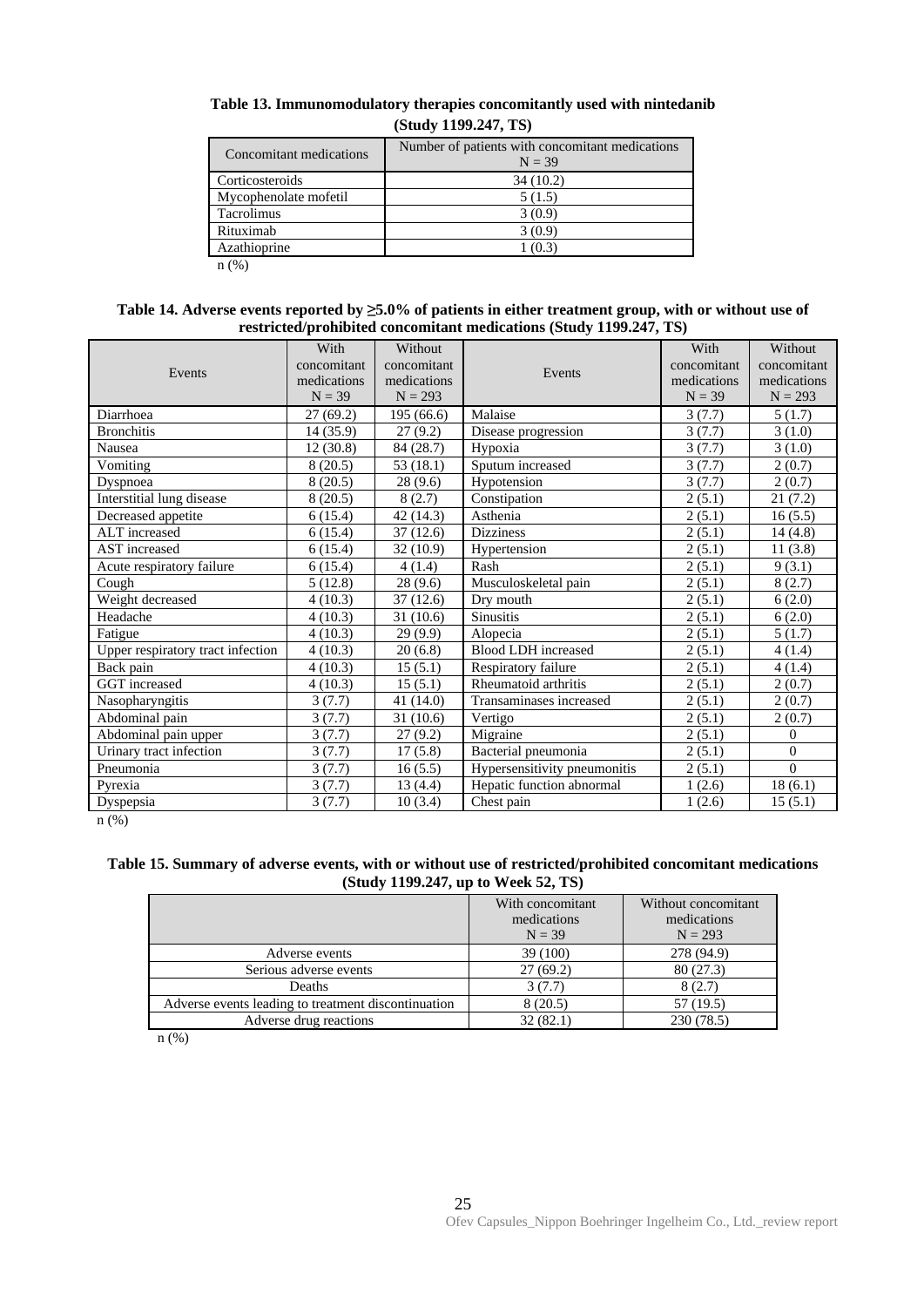**Table 13. Immunomodulatory therapies concomitantly used with nintedanib (Study 1199.247, TS)**

| Concomitant medications | Number of patients with concomitant medications N = 39 |
|---|---|
| Corticosteroids | 34 (10.2) |
| Mycophenolate mofetil | 5 (1.5) |
| Tacrolimus | 3 (0.9) |
| Rituximab | 3 (0.9) |
| Azathioprine | 1 (0.3) |

n (%)

**Table 14. Adverse events reported by ≥5.0% of patients in either treatment group, with or without use of restricted/prohibited concomitant medications (Study 1199.247, TS)**

| Events | With concomitant medications N = 39 | Without concomitant medications N = 293 | Events | With concomitant medications N = 39 | Without concomitant medications N = 293 |
|---|---|---|---|---|---|
| Diarrhoea | 27 (69.2) | 195 (66.6) | Malaise | 3 (7.7) | 5 (1.7) |
| Bronchitis | 14 (35.9) | 27 (9.2) | Disease progression | 3 (7.7) | 3 (1.0) |
| Nausea | 12 (30.8) | 84 (28.7) | Hypoxia | 3 (7.7) | 3 (1.0) |
| Vomiting | 8 (20.5) | 53 (18.1) | Sputum increased | 3 (7.7) | 2 (0.7) |
| Dyspnoea | 8 (20.5) | 28 (9.6) | Hypotension | 3 (7.7) | 2 (0.7) |
| Interstitial lung disease | 8 (20.5) | 8 (2.7) | Constipation | 2 (5.1) | 21 (7.2) |
| Decreased appetite | 6 (15.4) | 42 (14.3) | Asthenia | 2 (5.1) | 16 (5.5) |
| ALT increased | 6 (15.4) | 37 (12.6) | Dizziness | 2 (5.1) | 14 (4.8) |
| AST increased | 6 (15.4) | 32 (10.9) | Hypertension | 2 (5.1) | 11 (3.8) |
| Acute respiratory failure | 6 (15.4) | 4 (1.4) | Rash | 2 (5.1) | 9 (3.1) |
| Cough | 5 (12.8) | 28 (9.6) | Musculoskeletal pain | 2 (5.1) | 8 (2.7) |
| Weight decreased | 4 (10.3) | 37 (12.6) | Dry mouth | 2 (5.1) | 6 (2.0) |
| Headache | 4 (10.3) | 31 (10.6) | Sinusitis | 2 (5.1) | 6 (2.0) |
| Fatigue | 4 (10.3) | 29 (9.9) | Alopecia | 2 (5.1) | 5 (1.7) |
| Upper respiratory tract infection | 4 (10.3) | 20 (6.8) | Blood LDH increased | 2 (5.1) | 4 (1.4) |
| Back pain | 4 (10.3) | 15 (5.1) | Respiratory failure | 2 (5.1) | 4 (1.4) |
| GGT increased | 4 (10.3) | 15 (5.1) | Rheumatoid arthritis | 2 (5.1) | 2 (0.7) |
| Nasopharyngitis | 3 (7.7) | 41 (14.0) | Transaminases increased | 2 (5.1) | 2 (0.7) |
| Abdominal pain | 3 (7.7) | 31 (10.6) | Vertigo | 2 (5.1) | 2 (0.7) |
| Abdominal pain upper | 3 (7.7) | 27 (9.2) | Migraine | 2 (5.1) | 0 |
| Urinary tract infection | 3 (7.7) | 17 (5.8) | Bacterial pneumonia | 2 (5.1) | 0 |
| Pneumonia | 3 (7.7) | 16 (5.5) | Hypersensitivity pneumonitis | 2 (5.1) | 0 |
| Pyrexia | 3 (7.7) | 13 (4.4) | Hepatic function abnormal | 1 (2.6) | 18 (6.1) |
| Dyspepsia | 3 (7.7) | 10 (3.4) | Chest pain | 1 (2.6) | 15 (5.1) |

n (%)

**Table 15. Summary of adverse events, with or without use of restricted/prohibited concomitant medications (Study 1199.247, up to Week 52, TS)**

| | With concomitant medications N = 39 | Without concomitant medications N = 293 |
|---|---|---|
| Adverse events | 39 (100) | 278 (94.9) |
| Serious adverse events | 27 (69.2) | 80 (27.3) |
| Deaths | 3 (7.7) | 8 (2.7) |
| Adverse events leading to treatment discontinuation | 8 (20.5) | 57 (19.5) |
| Adverse drug reactions | 32 (82.1) | 230 (78.5) |

n (%)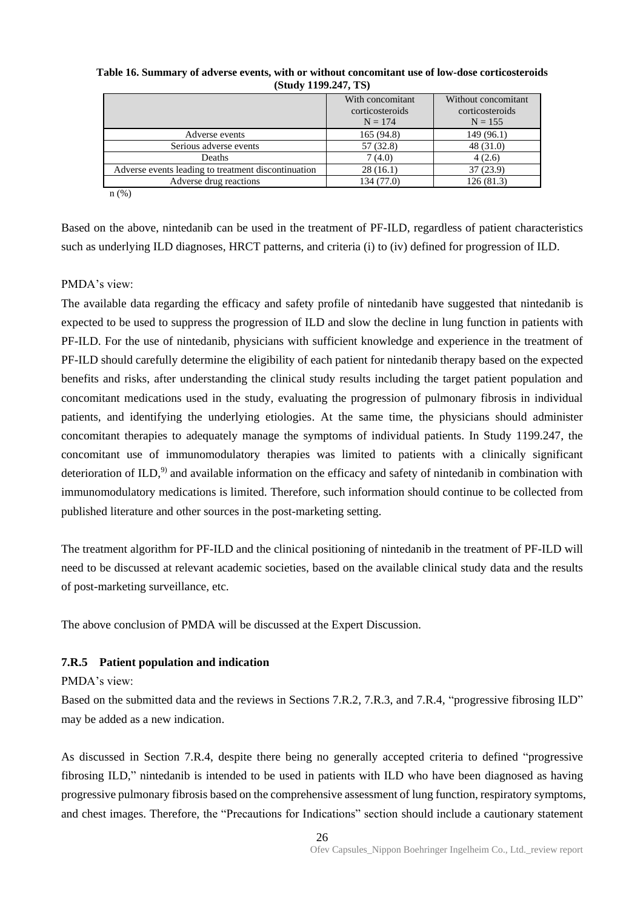**Table 16. Summary of adverse events, with or without concomitant use of low-dose corticosteroids (Study 1199.247, TS)**

| | With concomitant corticosteroids N = 174 | Without concomitant corticosteroids N = 155 |
|---|---|---|
| Adverse events | 165 (94.8) | 149 (96.1) |
| Serious adverse events | 57 (32.8) | 48 (31.0) |
| Deaths | 7 (4.0) | 4 (2.6) |
| Adverse events leading to treatment discontinuation | 28 (16.1) | 37 (23.9) |
| Adverse drug reactions | 134 (77.0) | 126 (81.3) |

n (%)

Based on the above, nintedanib can be used in the treatment of PF-ILD, regardless of patient characteristics such as underlying ILD diagnoses, HRCT patterns, and criteria (i) to (iv) defined for progression of ILD.

PMDA's view:

The available data regarding the efficacy and safety profile of nintedanib have suggested that nintedanib is expected to be used to suppress the progression of ILD and slow the decline in lung function in patients with PF-ILD. For the use of nintedanib, physicians with sufficient knowledge and experience in the treatment of PF-ILD should carefully determine the eligibility of each patient for nintedanib therapy based on the expected benefits and risks, after understanding the clinical study results including the target patient population and concomitant medications used in the study, evaluating the progression of pulmonary fibrosis in individual patients, and identifying the underlying etiologies. At the same time, the physicians should administer concomitant therapies to adequately manage the symptoms of individual patients. In Study 1199.247, the concomitant use of immunomodulatory therapies was limited to patients with a clinically significant deterioration of ILD,[9)] and available information on the efficacy and safety of nintedanib in combination with immunomodulatory medications is limited. Therefore, such information should continue to be collected from published literature and other sources in the post-marketing setting.

The treatment algorithm for PF-ILD and the clinical positioning of nintedanib in the treatment of PF-ILD will need to be discussed at relevant academic societies, based on the available clinical study data and the results of post-marketing surveillance, etc.

The above conclusion of PMDA will be discussed at the Expert Discussion.

### 7.R.5 Patient population and indication

PMDA's view:

Based on the submitted data and the reviews in Sections 7.R.2, 7.R.3, and 7.R.4, "progressive fibrosing ILD" may be added as a new indication.

As discussed in Section 7.R.4, despite there being no generally accepted criteria to defined "progressive fibrosing ILD," nintedanib is intended to be used in patients with ILD who have been diagnosed as having progressive pulmonary fibrosis based on the comprehensive assessment of lung function, respiratory symptoms, and chest images. Therefore, the "Precautions for Indications" section should include a cautionary statement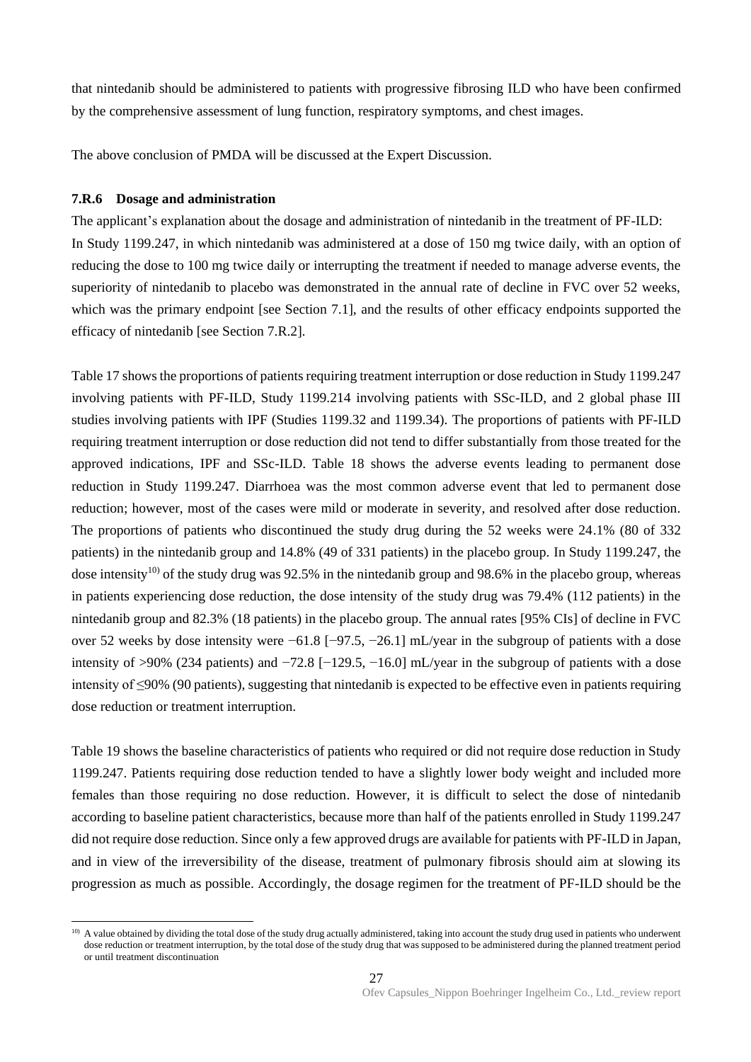that nintedanib should be administered to patients with progressive fibrosing ILD who have been confirmed by the comprehensive assessment of lung function, respiratory symptoms, and chest images.

The above conclusion of PMDA will be discussed at the Expert Discussion.

**7.R.6 Dosage and administration**

The applicant's explanation about the dosage and administration of nintedanib in the treatment of PF-ILD:

In Study 1199.247, in which nintedanib was administered at a dose of 150 mg twice daily, with an option of reducing the dose to 100 mg twice daily or interrupting the treatment if needed to manage adverse events, the superiority of nintedanib to placebo was demonstrated in the annual rate of decline in FVC over 52 weeks, which was the primary endpoint [see Section 7.1], and the results of other efficacy endpoints supported the efficacy of nintedanib [see Section 7.R.2].

Table 17 shows the proportions of patients requiring treatment interruption or dose reduction in Study 1199.247 involving patients with PF-ILD, Study 1199.214 involving patients with SSc-ILD, and 2 global phase III studies involving patients with IPF (Studies 1199.32 and 1199.34). The proportions of patients with PF-ILD requiring treatment interruption or dose reduction did not tend to differ substantially from those treated for the approved indications, IPF and SSc-ILD. Table 18 shows the adverse events leading to permanent dose reduction in Study 1199.247. Diarrhoea was the most common adverse event that led to permanent dose reduction; however, most of the cases were mild or moderate in severity, and resolved after dose reduction. The proportions of patients who discontinued the study drug during the 52 weeks were 24.1% (80 of 332 patients) in the nintedanib group and 14.8% (49 of 331 patients) in the placebo group. In Study 1199.247, the dose intensity[10] of the study drug was 92.5% in the nintedanib group and 98.6% in the placebo group, whereas in patients experiencing dose reduction, the dose intensity of the study drug was 79.4% (112 patients) in the nintedanib group and 82.3% (18 patients) in the placebo group. The annual rates [95% CIs] of decline in FVC over 52 weeks by dose intensity were −61.8 [−97.5, −26.1] mL/year in the subgroup of patients with a dose intensity of >90% (234 patients) and −72.8 [−129.5, −16.0] mL/year in the subgroup of patients with a dose intensity of ≤90% (90 patients), suggesting that nintedanib is expected to be effective even in patients requiring dose reduction or treatment interruption.

Table 19 shows the baseline characteristics of patients who required or did not require dose reduction in Study 1199.247. Patients requiring dose reduction tended to have a slightly lower body weight and included more females than those requiring no dose reduction. However, it is difficult to select the dose of nintedanib according to baseline patient characteristics, because more than half of the patients enrolled in Study 1199.247 did not require dose reduction. Since only a few approved drugs are available for patients with PF-ILD in Japan, and in view of the irreversibility of the disease, treatment of pulmonary fibrosis should aim at slowing its progression as much as possible. Accordingly, the dosage regimen for the treatment of PF-ILD should be the

---

[10] A value obtained by dividing the total dose of the study drug actually administered, taking into account the study drug used in patients who underwent dose reduction or treatment interruption, by the total dose of the study drug that was supposed to be administered during the planned treatment period or until treatment discontinuation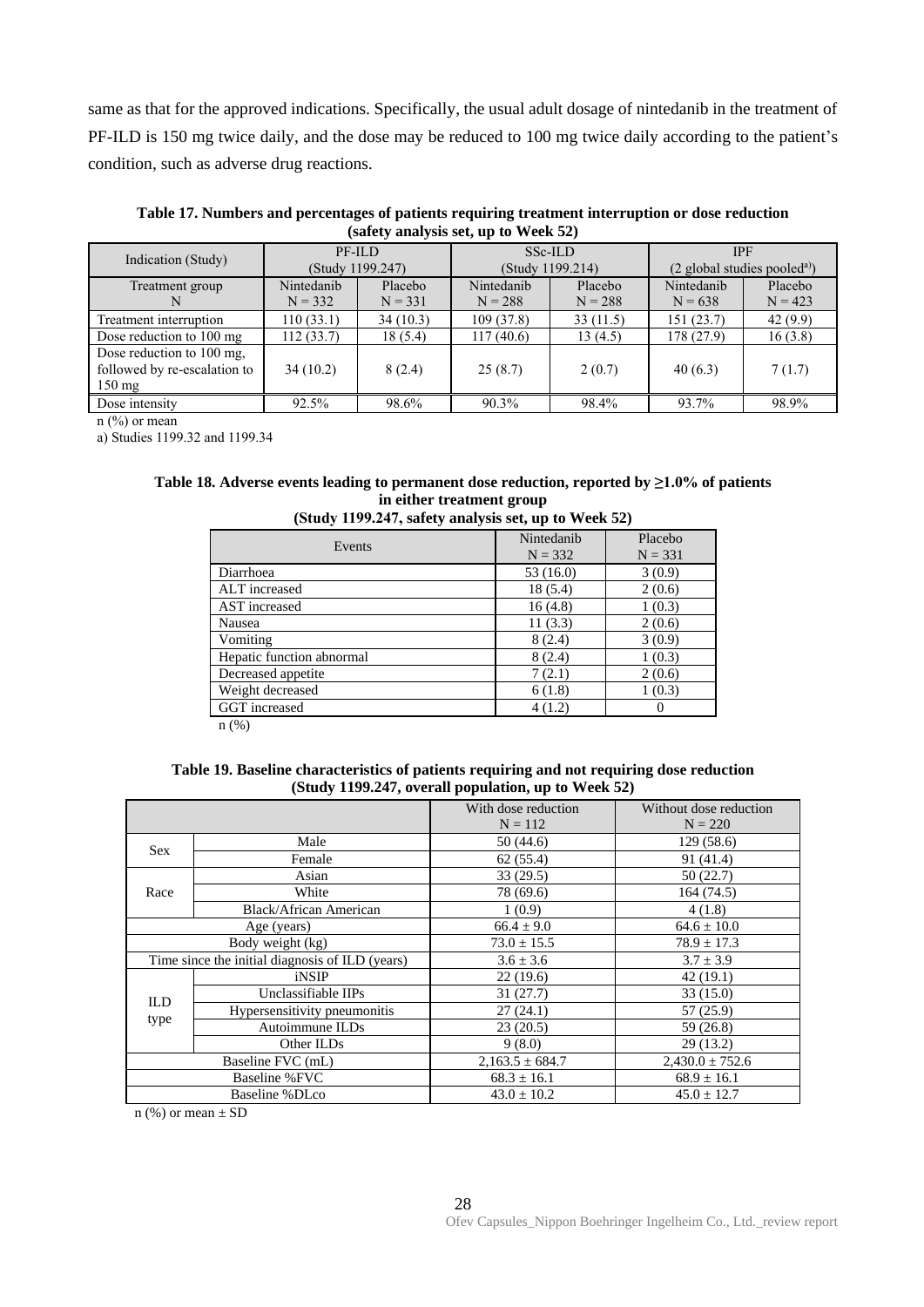same as that for the approved indications. Specifically, the usual adult dosage of nintedanib in the treatment of PF-ILD is 150 mg twice daily, and the dose may be reduced to 100 mg twice daily according to the patient's condition, such as adverse drug reactions.

**Table 17. Numbers and percentages of patients requiring treatment interruption or dose reduction (safety analysis set, up to Week 52)**

| Indication (Study) | PF-ILD (Study 1199.247) | | SSc-ILD (Study 1199.214) | | IPF (2 global studies pooled[a]) | |
|---|---|---|---|---|---|---|
| Treatment group N | Nintedanib N = 332 | Placebo N = 331 | Nintedanib N = 288 | Placebo N = 288 | Nintedanib N = 638 | Placebo N = 423 |
| Treatment interruption | 110 (33.1) | 34 (10.3) | 109 (37.8) | 33 (11.5) | 151 (23.7) | 42 (9.9) |
| Dose reduction to 100 mg | 112 (33.7) | 18 (5.4) | 117 (40.6) | 13 (4.5) | 178 (27.9) | 16 (3.8) |
| Dose reduction to 100 mg, followed by re-escalation to 150 mg | 34 (10.2) | 8 (2.4) | 25 (8.7) | 2 (0.7) | 40 (6.3) | 7 (1.7) |
| Dose intensity | 92.5% | 98.6% | 90.3% | 98.4% | 93.7% | 98.9% |

n (%) or mean

a) Studies 1199.32 and 1199.34

**Table 18. Adverse events leading to permanent dose reduction, reported by ≥1.0% of patients in either treatment group (Study 1199.247, safety analysis set, up to Week 52)**

| Events | Nintedanib N = 332 | Placebo N = 331 |
|---|---|---|
| Diarrhoea | 53 (16.0) | 3 (0.9) |
| ALT increased | 18 (5.4) | 2 (0.6) |
| AST increased | 16 (4.8) | 1 (0.3) |
| Nausea | 11 (3.3) | 2 (0.6) |
| Vomiting | 8 (2.4) | 3 (0.9) |
| Hepatic function abnormal | 8 (2.4) | 1 (0.3) |
| Decreased appetite | 7 (2.1) | 2 (0.6) |
| Weight decreased | 6 (1.8) | 1 (0.3) |
| GGT increased | 4 (1.2) | 0 |

n (%)

**Table 19. Baseline characteristics of patients requiring and not requiring dose reduction (Study 1199.247, overall population, up to Week 52)**

| | | With dose reduction N = 112 | Without dose reduction N = 220 |
|---|---|---|---|
| Sex | Male | 50 (44.6) | 129 (58.6) |
| | Female | 62 (55.4) | 91 (41.4) |
| Race | Asian | 33 (29.5) | 50 (22.7) |
| | White | 78 (69.6) | 164 (74.5) |
| | Black/African American | 1 (0.9) | 4 (1.8) |
| Age (years) | | 66.4 ± 9.0 | 64.6 ± 10.0 |
| Body weight (kg) | | 73.0 ± 15.5 | 78.9 ± 17.3 |
| Time since the initial diagnosis of ILD (years) | | 3.6 ± 3.6 | 3.7 ± 3.9 |
| ILD type | iNSIP | 22 (19.6) | 42 (19.1) |
| | Unclassifiable IIPs | 31 (27.7) | 33 (15.0) |
| | Hypersensitivity pneumonitis | 27 (24.1) | 57 (25.9) |
| | Autoimmune ILDs | 23 (20.5) | 59 (26.8) |
| | Other ILDs | 9 (8.0) | 29 (13.2) |
| Baseline FVC (mL) | | 2,163.5 ± 684.7 | 2,430.0 ± 752.6 |
| Baseline %FVC | | 68.3 ± 16.1 | 68.9 ± 16.1 |
| Baseline %DLco | | 43.0 ± 10.2 | 45.0 ± 12.7 |

n (%) or mean ± SD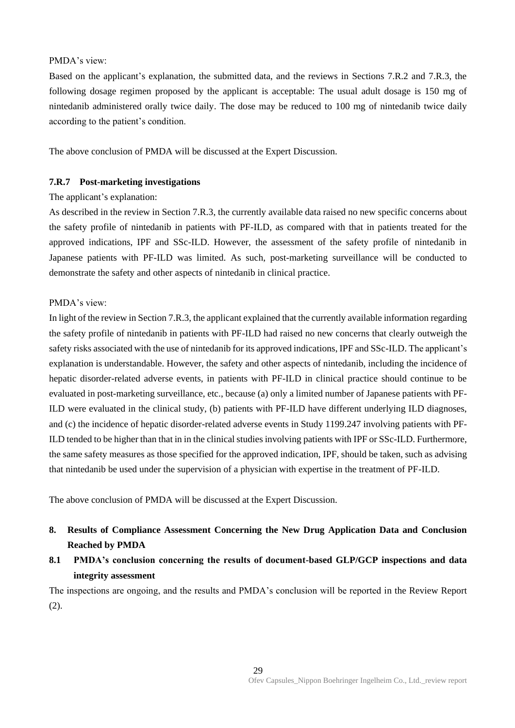PMDA's view:

Based on the applicant's explanation, the submitted data, and the reviews in Sections 7.R.2 and 7.R.3, the following dosage regimen proposed by the applicant is acceptable: The usual adult dosage is 150 mg of nintedanib administered orally twice daily. The dose may be reduced to 100 mg of nintedanib twice daily according to the patient's condition.

The above conclusion of PMDA will be discussed at the Expert Discussion.

### 7.R.7 Post-marketing investigations

The applicant's explanation:

As described in the review in Section 7.R.3, the currently available data raised no new specific concerns about the safety profile of nintedanib in patients with PF-ILD, as compared with that in patients treated for the approved indications, IPF and SSc-ILD. However, the assessment of the safety profile of nintedanib in Japanese patients with PF-ILD was limited. As such, post-marketing surveillance will be conducted to demonstrate the safety and other aspects of nintedanib in clinical practice.

PMDA's view:

In light of the review in Section 7.R.3, the applicant explained that the currently available information regarding the safety profile of nintedanib in patients with PF-ILD had raised no new concerns that clearly outweigh the safety risks associated with the use of nintedanib for its approved indications, IPF and SSc-ILD. The applicant's explanation is understandable. However, the safety and other aspects of nintedanib, including the incidence of hepatic disorder-related adverse events, in patients with PF-ILD in clinical practice should continue to be evaluated in post-marketing surveillance, etc., because (a) only a limited number of Japanese patients with PF-ILD were evaluated in the clinical study, (b) patients with PF-ILD have different underlying ILD diagnoses, and (c) the incidence of hepatic disorder-related adverse events in Study 1199.247 involving patients with PF-ILD tended to be higher than that in in the clinical studies involving patients with IPF or SSc-ILD. Furthermore, the same safety measures as those specified for the approved indication, IPF, should be taken, such as advising that nintedanib be used under the supervision of a physician with expertise in the treatment of PF-ILD.

The above conclusion of PMDA will be discussed at the Expert Discussion.

## 8. Results of Compliance Assessment Concerning the New Drug Application Data and Conclusion Reached by PMDA

### 8.1 PMDA's conclusion concerning the results of document-based GLP/GCP inspections and data integrity assessment

The inspections are ongoing, and the results and PMDA's conclusion will be reported in the Review Report (2).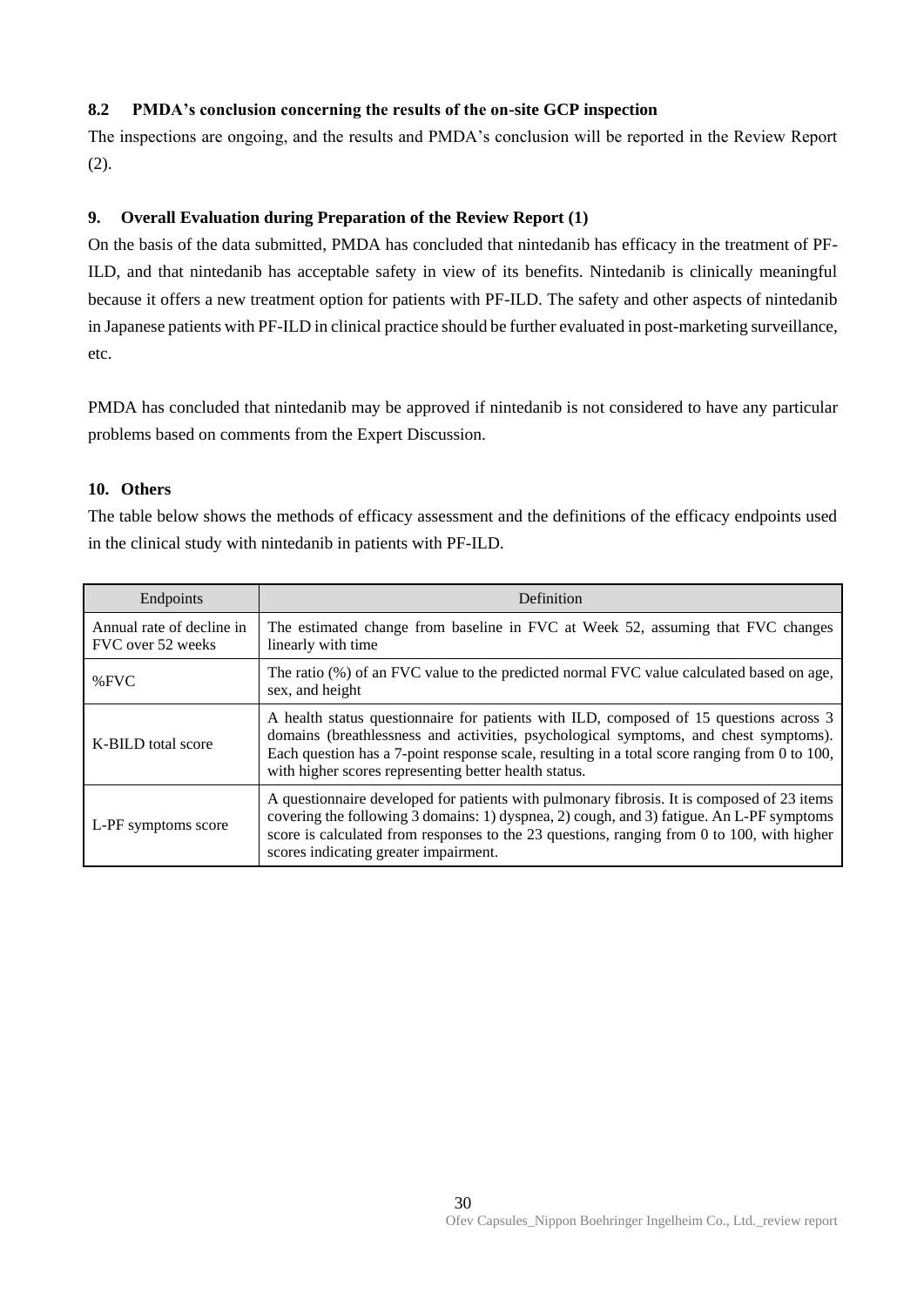### 8.2 PMDA's conclusion concerning the results of the on-site GCP inspection

The inspections are ongoing, and the results and PMDA's conclusion will be reported in the Review Report (2).

## 9. Overall Evaluation during Preparation of the Review Report (1)

On the basis of the data submitted, PMDA has concluded that nintedanib has efficacy in the treatment of PF-ILD, and that nintedanib has acceptable safety in view of its benefits. Nintedanib is clinically meaningful because it offers a new treatment option for patients with PF-ILD. The safety and other aspects of nintedanib in Japanese patients with PF-ILD in clinical practice should be further evaluated in post-marketing surveillance, etc.

PMDA has concluded that nintedanib may be approved if nintedanib is not considered to have any particular problems based on comments from the Expert Discussion.

## 10. Others

The table below shows the methods of efficacy assessment and the definitions of the efficacy endpoints used in the clinical study with nintedanib in patients with PF-ILD.

| Endpoints | Definition |
|---|---|
| Annual rate of decline in FVC over 52 weeks | The estimated change from baseline in FVC at Week 52, assuming that FVC changes linearly with time |
| %FVC | The ratio (%) of an FVC value to the predicted normal FVC value calculated based on age, sex, and height |
| K-BILD total score | A health status questionnaire for patients with ILD, composed of 15 questions across 3 domains (breathlessness and activities, psychological symptoms, and chest symptoms). Each question has a 7-point response scale, resulting in a total score ranging from 0 to 100, with higher scores representing better health status. |
| L-PF symptoms score | A questionnaire developed for patients with pulmonary fibrosis. It is composed of 23 items covering the following 3 domains: 1) dyspnea, 2) cough, and 3) fatigue. An L-PF symptoms score is calculated from responses to the 23 questions, ranging from 0 to 100, with higher scores indicating greater impairment. |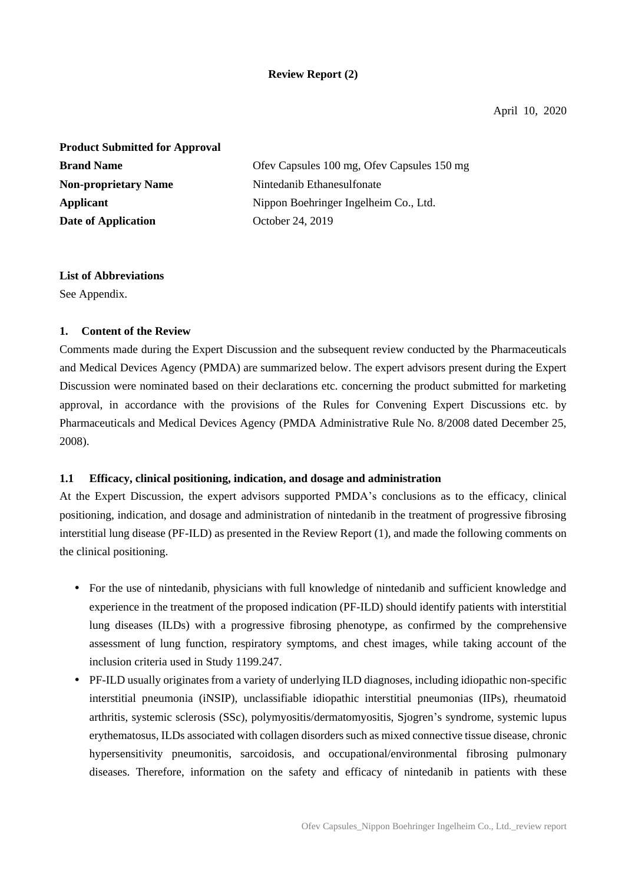**Review Report (2)**

April 10, 2020

| | |
|---|---|
| **Product Submitted for Approval** | |
| **Brand Name** | Ofev Capsules 100 mg, Ofev Capsules 150 mg |
| **Non-proprietary Name** | Nintedanib Ethanesulfonate |
| **Applicant** | Nippon Boehringer Ingelheim Co., Ltd. |
| **Date of Application** | October 24, 2019 |

**List of Abbreviations**

See Appendix.

## 1. Content of the Review

Comments made during the Expert Discussion and the subsequent review conducted by the Pharmaceuticals and Medical Devices Agency (PMDA) are summarized below. The expert advisors present during the Expert Discussion were nominated based on their declarations etc. concerning the product submitted for marketing approval, in accordance with the provisions of the Rules for Convening Expert Discussions etc. by Pharmaceuticals and Medical Devices Agency (PMDA Administrative Rule No. 8/2008 dated December 25, 2008).

### 1.1 Efficacy, clinical positioning, indication, and dosage and administration

At the Expert Discussion, the expert advisors supported PMDA's conclusions as to the efficacy, clinical positioning, indication, and dosage and administration of nintedanib in the treatment of progressive fibrosing interstitial lung disease (PF-ILD) as presented in the Review Report (1), and made the following comments on the clinical positioning.

- For the use of nintedanib, physicians with full knowledge of nintedanib and sufficient knowledge and experience in the treatment of the proposed indication (PF-ILD) should identify patients with interstitial lung diseases (ILDs) with a progressive fibrosing phenotype, as confirmed by the comprehensive assessment of lung function, respiratory symptoms, and chest images, while taking account of the inclusion criteria used in Study 1199.247.
- PF-ILD usually originates from a variety of underlying ILD diagnoses, including idiopathic non-specific interstitial pneumonia (iNSIP), unclassifiable idiopathic interstitial pneumonias (IIPs), rheumatoid arthritis, systemic sclerosis (SSc), polymyositis/dermatomyositis, Sjogren's syndrome, systemic lupus erythematosus, ILDs associated with collagen disorders such as mixed connective tissue disease, chronic hypersensitivity pneumonitis, sarcoidosis, and occupational/environmental fibrosing pulmonary diseases. Therefore, information on the safety and efficacy of nintedanib in patients with these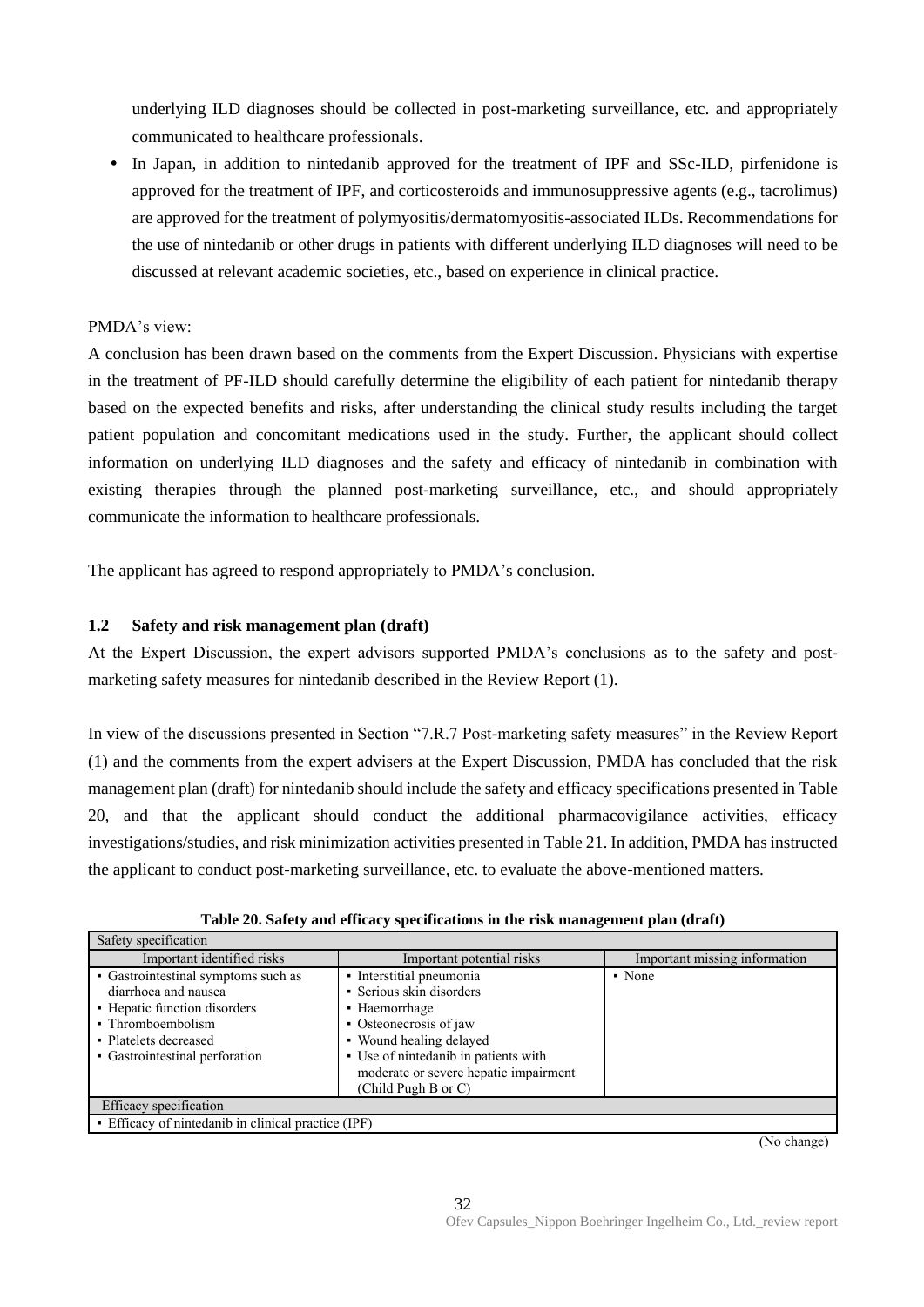underlying ILD diagnoses should be collected in post-marketing surveillance, etc. and appropriately communicated to healthcare professionals.

- In Japan, in addition to nintedanib approved for the treatment of IPF and SSc-ILD, pirfenidone is approved for the treatment of IPF, and corticosteroids and immunosuppressive agents (e.g., tacrolimus) are approved for the treatment of polymyositis/dermatomyositis-associated ILDs. Recommendations for the use of nintedanib or other drugs in patients with different underlying ILD diagnoses will need to be discussed at relevant academic societies, etc., based on experience in clinical practice.

PMDA's view:

A conclusion has been drawn based on the comments from the Expert Discussion. Physicians with expertise in the treatment of PF-ILD should carefully determine the eligibility of each patient for nintedanib therapy based on the expected benefits and risks, after understanding the clinical study results including the target patient population and concomitant medications used in the study. Further, the applicant should collect information on underlying ILD diagnoses and the safety and efficacy of nintedanib in combination with existing therapies through the planned post-marketing surveillance, etc., and should appropriately communicate the information to healthcare professionals.

The applicant has agreed to respond appropriately to PMDA's conclusion.

### 1.2 Safety and risk management plan (draft)

At the Expert Discussion, the expert advisors supported PMDA's conclusions as to the safety and post-marketing safety measures for nintedanib described in the Review Report (1).

In view of the discussions presented in Section "7.R.7 Post-marketing safety measures" in the Review Report (1) and the comments from the expert advisers at the Expert Discussion, PMDA has concluded that the risk management plan (draft) for nintedanib should include the safety and efficacy specifications presented in Table 20, and that the applicant should conduct the additional pharmacovigilance activities, efficacy investigations/studies, and risk minimization activities presented in Table 21. In addition, PMDA has instructed the applicant to conduct post-marketing surveillance, etc. to evaluate the above-mentioned matters.

**Table 20. Safety and efficacy specifications in the risk management plan (draft)**

| Safety specification | | |
|---|---|---|
| Important identified risks | Important potential risks | Important missing information |
| • Gastrointestinal symptoms such as diarrhoea and nausea<br>• Hepatic function disorders<br>• Thromboembolism<br>• Platelets decreased<br>• Gastrointestinal perforation | • Interstitial pneumonia<br>• Serious skin disorders<br>• Haemorrhage<br>• Osteonecrosis of jaw<br>• Wound healing delayed<br>• Use of nintedanib in patients with moderate or severe hepatic impairment (Child Pugh B or C) | • None |
| Efficacy specification | | |
| • Efficacy of nintedanib in clinical practice (IPF) | | |

(No change)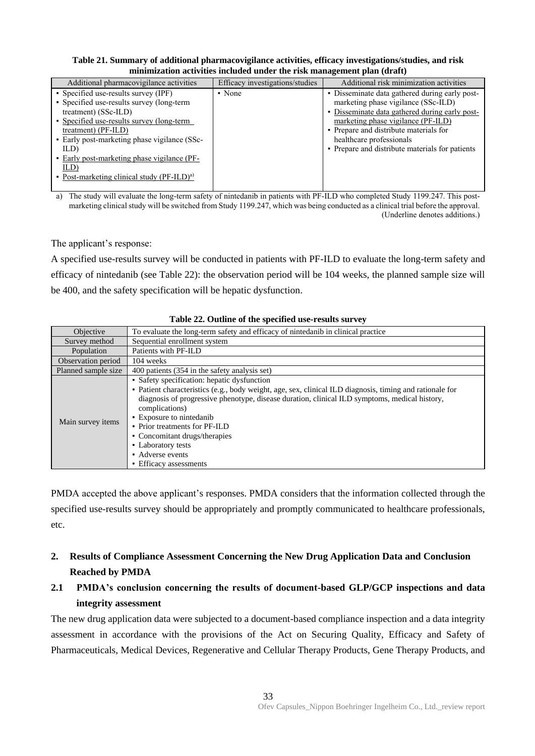**Table 21. Summary of additional pharmacovigilance activities, efficacy investigations/studies, and risk minimization activities included under the risk management plan (draft)**

| Additional pharmacovigilance activities | Efficacy investigations/studies | Additional risk minimization activities |
|---|---|---|
| ▪ Specified use-results survey (IPF)<br>▪ Specified use-results survey (long-term treatment) (SSc-ILD)<br>▪ <u>Specified use-results survey (long-term treatment) (PF-ILD)</u><br>▪ Early post-marketing phase vigilance (SSc-ILD)<br>▪ <u>Early post-marketing phase vigilance (PF-ILD)</u><br>▪ <u>Post-marketing clinical study (PF-ILD)</u>[a] | ▪ None | ▪ Disseminate data gathered during early post-marketing phase vigilance (SSc-ILD)<br>▪ <u>Disseminate data gathered during early post-marketing phase vigilance (PF-ILD)</u><br>▪ Prepare and distribute materials for healthcare professionals<br>▪ Prepare and distribute materials for patients |

a) The study will evaluate the long-term safety of nintedanib in patients with PF-ILD who completed Study 1199.247. This post-marketing clinical study will be switched from Study 1199.247, which was being conducted as a clinical trial before the approval.

(Underline denotes additions.)

The applicant's response:

A specified use-results survey will be conducted in patients with PF-ILD to evaluate the long-term safety and efficacy of nintedanib (see Table 22): the observation period will be 104 weeks, the planned sample size will be 400, and the safety specification will be hepatic dysfunction.

**Table 22. Outline of the specified use-results survey**

| | |
|---|---|
| Objective | To evaluate the long-term safety and efficacy of nintedanib in clinical practice |
| Survey method | Sequential enrollment system |
| Population | Patients with PF-ILD |
| Observation period | 104 weeks |
| Planned sample size | 400 patients (354 in the safety analysis set) |
| Main survey items | ▪ Safety specification: hepatic dysfunction<br>▪ Patient characteristics (e.g., body weight, age, sex, clinical ILD diagnosis, timing and rationale for diagnosis of progressive phenotype, disease duration, clinical ILD symptoms, medical history, complications)<br>▪ Exposure to nintedanib<br>▪ Prior treatments for PF-ILD<br>▪ Concomitant drugs/therapies<br>▪ Laboratory tests<br>▪ Adverse events<br>▪ Efficacy assessments |

PMDA accepted the above applicant's responses. PMDA considers that the information collected through the specified use-results survey should be appropriately and promptly communicated to healthcare professionals, etc.

## 2. Results of Compliance Assessment Concerning the New Drug Application Data and Conclusion Reached by PMDA

### 2.1 PMDA's conclusion concerning the results of document-based GLP/GCP inspections and data integrity assessment

The new drug application data were subjected to a document-based compliance inspection and a data integrity assessment in accordance with the provisions of the Act on Securing Quality, Efficacy and Safety of Pharmaceuticals, Medical Devices, Regenerative and Cellular Therapy Products, Gene Therapy Products, and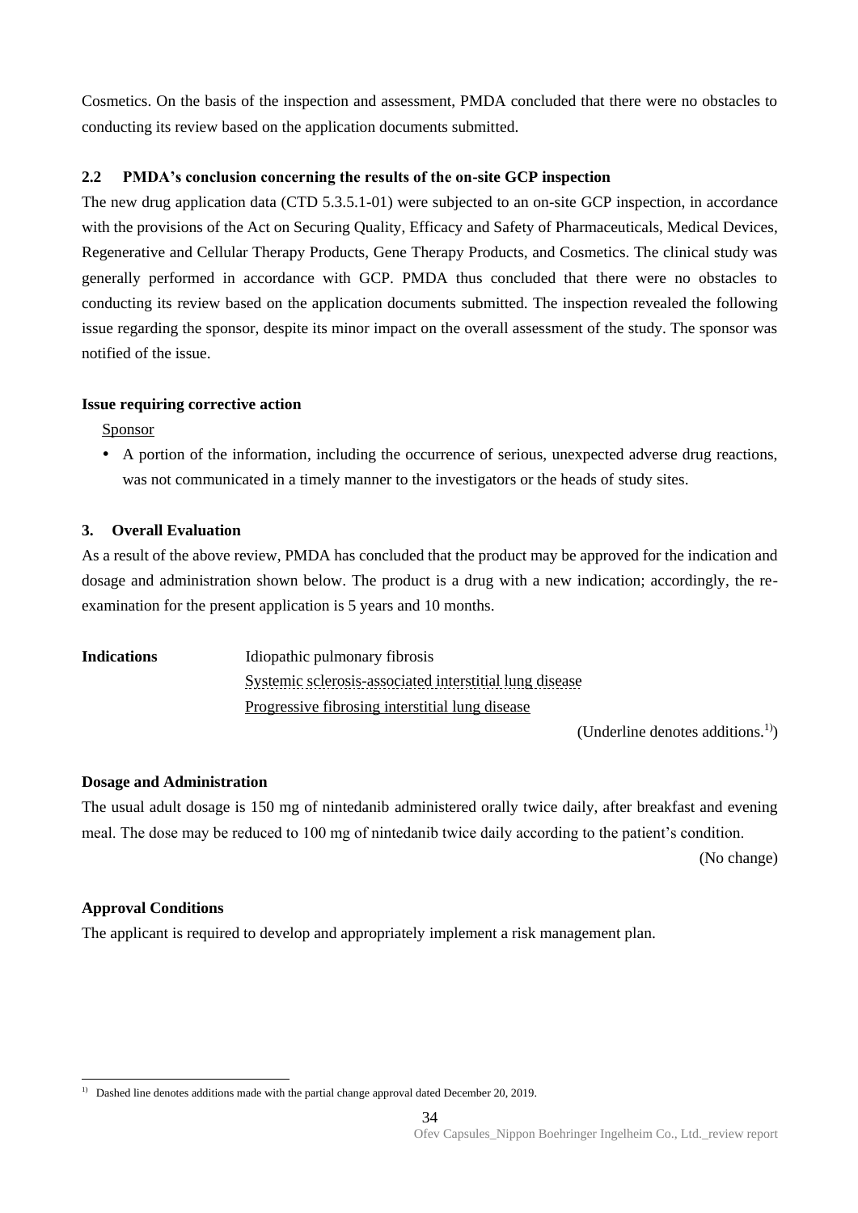Cosmetics. On the basis of the inspection and assessment, PMDA concluded that there were no obstacles to conducting its review based on the application documents submitted.

### 2.2 PMDA's conclusion concerning the results of the on-site GCP inspection

The new drug application data (CTD 5.3.5.1-01) were subjected to an on-site GCP inspection, in accordance with the provisions of the Act on Securing Quality, Efficacy and Safety of Pharmaceuticals, Medical Devices, Regenerative and Cellular Therapy Products, Gene Therapy Products, and Cosmetics. The clinical study was generally performed in accordance with GCP. PMDA thus concluded that there were no obstacles to conducting its review based on the application documents submitted. The inspection revealed the following issue regarding the sponsor, despite its minor impact on the overall assessment of the study. The sponsor was notified of the issue.

**Issue requiring corrective action**

Sponsor

- A portion of the information, including the occurrence of serious, unexpected adverse drug reactions, was not communicated in a timely manner to the investigators or the heads of study sites.

## 3. Overall Evaluation

As a result of the above review, PMDA has concluded that the product may be approved for the indication and dosage and administration shown below. The product is a drug with a new indication; accordingly, the re-examination for the present application is 5 years and 10 months.

**Indications** Idiopathic pulmonary fibrosis
Systemic sclerosis-associated interstitial lung disease
Progressive fibrosing interstitial lung disease

(Underline denotes additions.[1])

**Dosage and Administration**

The usual adult dosage is 150 mg of nintedanib administered orally twice daily, after breakfast and evening meal. The dose may be reduced to 100 mg of nintedanib twice daily according to the patient's condition.

(No change)

**Approval Conditions**

The applicant is required to develop and appropriately implement a risk management plan.

[1] Dashed line denotes additions made with the partial change approval dated December 20, 2019.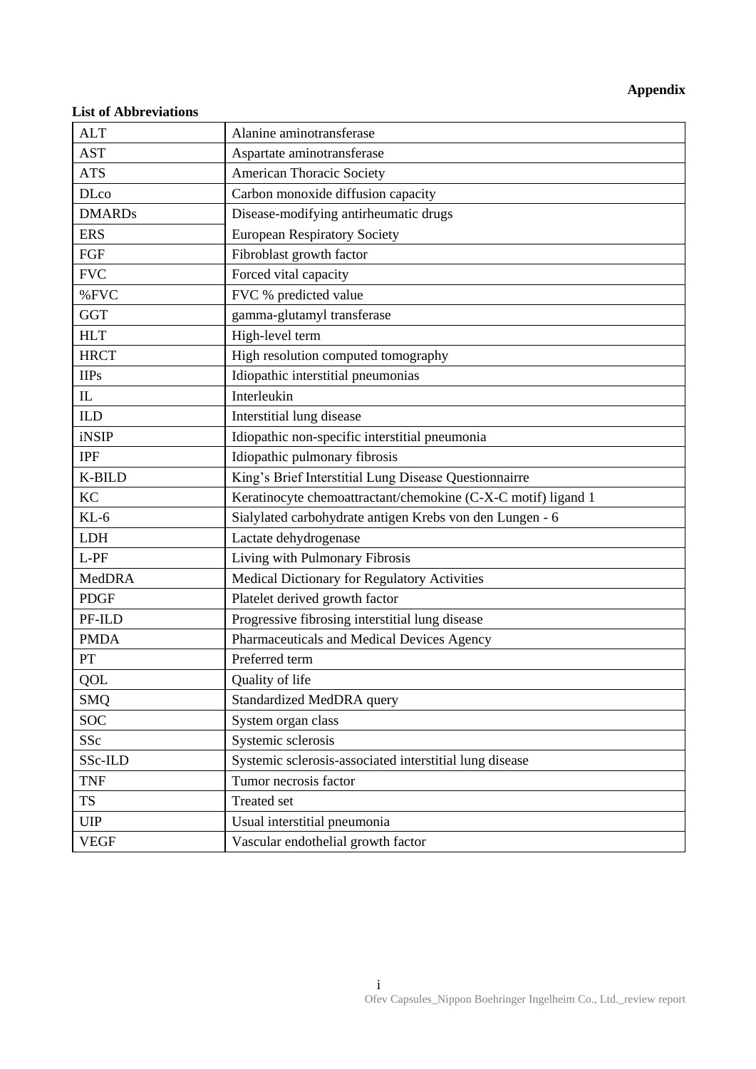**Appendix**

**List of Abbreviations**

| | |
|---|---|
| ALT | Alanine aminotransferase |
| AST | Aspartate aminotransferase |
| ATS | American Thoracic Society |
| DLco | Carbon monoxide diffusion capacity |
| DMARDs | Disease-modifying antirheumatic drugs |
| ERS | European Respiratory Society |
| FGF | Fibroblast growth factor |
| FVC | Forced vital capacity |
| %FVC | FVC % predicted value |
| GGT | gamma-glutamyl transferase |
| HLT | High-level term |
| HRCT | High resolution computed tomography |
| IIPs | Idiopathic interstitial pneumonias |
| IL | Interleukin |
| ILD | Interstitial lung disease |
| iNSIP | Idiopathic non-specific interstitial pneumonia |
| IPF | Idiopathic pulmonary fibrosis |
| K-BILD | King's Brief Interstitial Lung Disease Questionnairre |
| KC | Keratinocyte chemoattractant/chemokine (C-X-C motif) ligand 1 |
| KL-6 | Sialylated carbohydrate antigen Krebs von den Lungen - 6 |
| LDH | Lactate dehydrogenase |
| L-PF | Living with Pulmonary Fibrosis |
| MedDRA | Medical Dictionary for Regulatory Activities |
| PDGF | Platelet derived growth factor |
| PF-ILD | Progressive fibrosing interstitial lung disease |
| PMDA | Pharmaceuticals and Medical Devices Agency |
| PT | Preferred term |
| QOL | Quality of life |
| SMQ | Standardized MedDRA query |
| SOC | System organ class |
| SSc | Systemic sclerosis |
| SSc-ILD | Systemic sclerosis-associated interstitial lung disease |
| TNF | Tumor necrosis factor |
| TS | Treated set |
| UIP | Usual interstitial pneumonia |
| VEGF | Vascular endothelial growth factor |